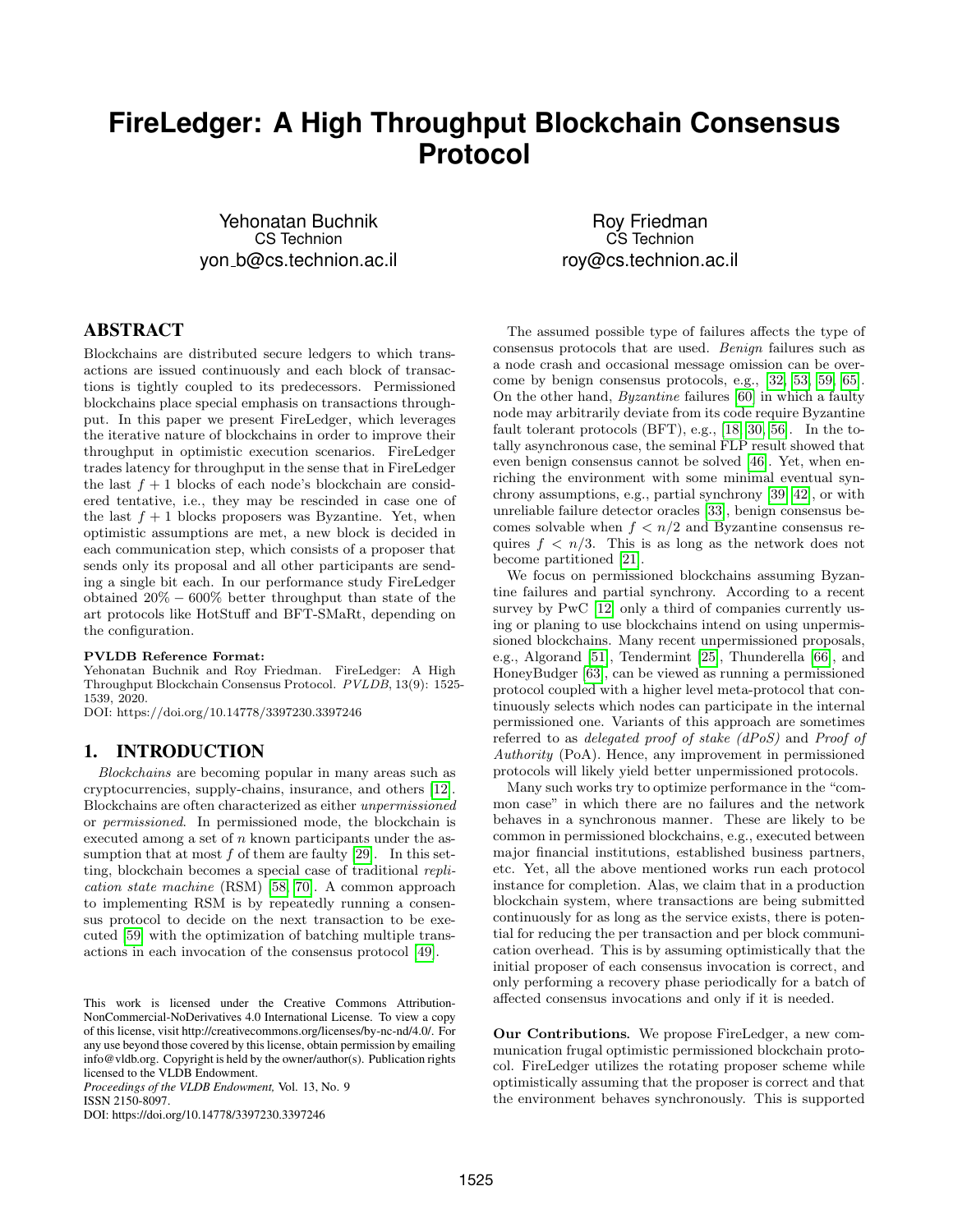# FireLedger: A High Throughput Blockchain Consensus Protocol

Yehonatan Buchnik
CS Technion
yon_b@cs.technion.ac.il

Roy Friedman
CS Technion
roy@cs.technion.ac.il

## ABSTRACT

Blockchains are distributed secure ledgers to which transactions are issued continuously and each block of transactions is tightly coupled to its predecessors. Permissioned blockchains place special emphasis on transactions throughput. In this paper we present FireLedger, which leverages the iterative nature of blockchains in order to improve their throughput in optimistic execution scenarios. FireLedger trades latency for throughput in the sense that in FireLedger the last $f + 1$ blocks of each node's blockchain are considered tentative, i.e., they may be rescinded in case one of the last $f + 1$ blocks proposers was Byzantine. Yet, when optimistic assumptions are met, a new block is decided in each communication step, which consists of a proposer that sends only its proposal and all other participants are sending a single bit each. In our performance study FireLedger obtained $20\% - 600\%$ better throughput than state of the art protocols like HotStuff and BFT-SMaRt, depending on the configuration.

**PVLDB Reference Format:**
Yehonatan Buchnik and Roy Friedman. FireLedger: A High Throughput Blockchain Consensus Protocol. *PVLDB*, 13(9): 1525-1539, 2020.
DOI: https://doi.org/10.14778/3397230.3397246

## 1. INTRODUCTION

*Blockchains* are becoming popular in many areas such as cryptocurrencies, supply-chains, insurance, and others [12]. Blockchains are often characterized as either *unpermissioned* or *permissioned*. In permissioned mode, the blockchain is executed among a set of $n$ known participants under the assumption that at most $f$ of them are faulty [29]. In this setting, blockchain becomes a special case of traditional *replication state machine* (RSM) [58, 70]. A common approach to implementing RSM is by repeatedly running a consensus protocol to decide on the next transaction to be executed [59] with the optimization of batching multiple transactions in each invocation of the consensus protocol [49].

This work is licensed under the Creative Commons Attribution-NonCommercial-NoDerivatives 4.0 International License. To view a copy of this license, visit http://creativecommons.org/licenses/by-nc-nd/4.0/. For any use beyond those covered by this license, obtain permission by emailing info@vldb.org. Copyright is held by the owner/author(s). Publication rights licensed to the VLDB Endowment.
*Proceedings of the VLDB Endowment,* Vol. 13, No. 9
ISSN 2150-8097.
DOI: https://doi.org/10.14778/3397230.3397246

The assumed possible type of failures affects the type of consensus protocols that are used. *Benign* failures such as a node crash and occasional message omission can be overcome by benign consensus protocols, e.g., [32, 53, 59, 65]. On the other hand, *Byzantine* failures [60] in which a faulty node may arbitrarily deviate from its code require Byzantine fault tolerant protocols (BFT), e.g., [18, 30, 56]. In the totally asynchronous case, the seminal FLP result showed that even benign consensus cannot be solved [46]. Yet, when enriching the environment with some minimal eventual synchrony assumptions, e.g., partial synchrony [39, 42], or with unreliable failure detector oracles [33], benign consensus becomes solvable when $f < n/2$ and Byzantine consensus requires $f < n/3$. This is as long as the network does not become partitioned [21].

We focus on permissioned blockchains assuming Byzantine failures and partial synchrony. According to a recent survey by PwC [12] only a third of companies currently using or planing to use blockchains intend on using unpermissioned blockchains. Many recent unpermissioned proposals, e.g., Algorand [51], Tendermint [25], Thunderella [66], and HoneyBudger [63], can be viewed as running a permissioned protocol coupled with a higher level meta-protocol that continuously selects which nodes can participate in the internal permissioned one. Variants of this approach are sometimes referred to as *delegated proof of stake (dPoS)* and *Proof of Authority* (PoA). Hence, any improvement in permissioned protocols will likely yield better unpermissioned protocols.

Many such works try to optimize performance in the "common case" in which there are no failures and the network behaves in a synchronous manner. These are likely to be common in permissioned blockchains, e.g., executed between major financial institutions, established business partners, etc. Yet, all the above mentioned works run each protocol instance for completion. Alas, we claim that in a production blockchain system, where transactions are being submitted continuously for as long as the service exists, there is potential for reducing the per transaction and per block communication overhead. This is by assuming optimistically that the initial proposer of each consensus invocation is correct, and only performing a recovery phase periodically for a batch of affected consensus invocations and only if it is needed.

**Our Contributions.** We propose FireLedger, a new communication frugal optimistic permissioned blockchain protocol. FireLedger utilizes the rotating proposer scheme while optimistically assuming that the proposer is correct and that the environment behaves synchronously. This is supported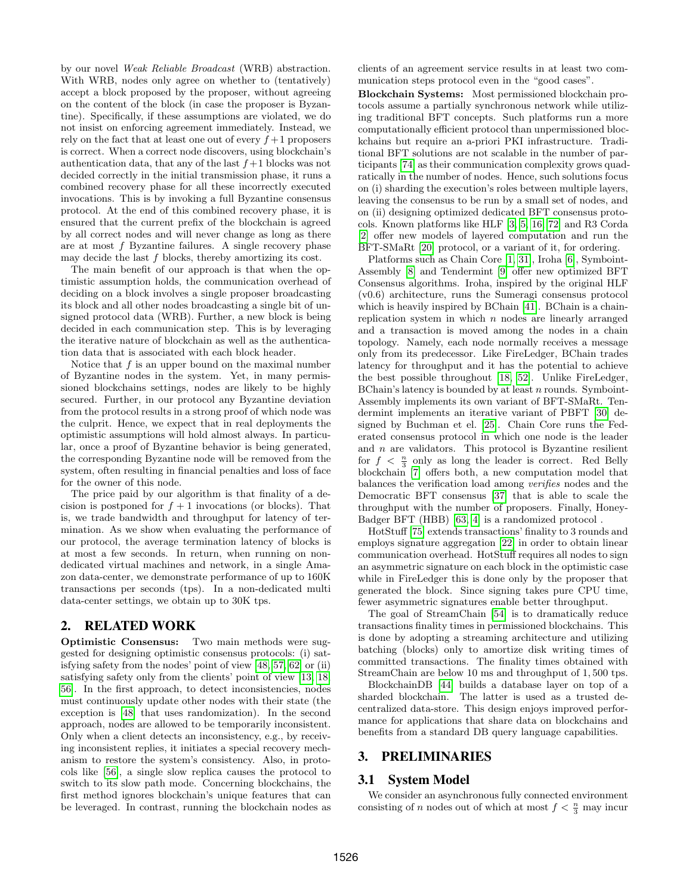by our novel *Weak Reliable Broadcast* (WRB) abstraction. With WRB, nodes only agree on whether to (tentatively) accept a block proposed by the proposer, without agreeing on the content of the block (in case the proposer is Byzantine). Specifically, if these assumptions are violated, we do not insist on enforcing agreement immediately. Instead, we rely on the fact that at least one out of every $f+1$ proposers is correct. When a correct node discovers, using blockchain's authentication data, that any of the last $f+1$ blocks was not decided correctly in the initial transmission phase, it runs a combined recovery phase for all these incorrectly executed invocations. This is by invoking a full Byzantine consensus protocol. At the end of this combined recovery phase, it is ensured that the current prefix of the blockchain is agreed by all correct nodes and will never change as long as there are at most $f$ Byzantine failures. A single recovery phase may decide the last $f$ blocks, thereby amortizing its cost.

The main benefit of our approach is that when the optimistic assumption holds, the communication overhead of deciding on a block involves a single proposer broadcasting its block and all other nodes broadcasting a single bit of unsigned protocol data (WRB). Further, a new block is being decided in each communication step. This is by leveraging the iterative nature of blockchain as well as the authentication data that is associated with each block header.

Notice that $f$ is an upper bound on the maximal number of Byzantine nodes in the system. Yet, in many permissioned blockchains settings, nodes are likely to be highly secured. Further, in our protocol any Byzantine deviation from the protocol results in a strong proof of which node was the culprit. Hence, we expect that in real deployments the optimistic assumptions will hold almost always. In particular, once a proof of Byzantine behavior is being generated, the corresponding Byzantine node will be removed from the system, often resulting in financial penalties and loss of face for the owner of this node.

The price paid by our algorithm is that finality of a decision is postponed for $f+1$ invocations (or blocks). That is, we trade bandwidth and throughput for latency of termination. As we show when evaluating the performance of our protocol, the average termination latency of blocks is at most a few seconds. In return, when running on non-dedicated virtual machines and network, in a single Amazon data-center, we demonstrate performance of up to 160K transactions per seconds (tps). In a non-dedicated multi data-center settings, we obtain up to 30K tps.

## 2. RELATED WORK

**Optimistic Consensus:** Two main methods were suggested for designing optimistic consensus protocols: (i) satisfying safety from the nodes' point of view [48, 57, 62] or (ii) satisfying safety only from the clients' point of view [13, 18, 56]. In the first approach, to detect inconsistencies, nodes must continuously update other nodes with their state (the exception is [48] that uses randomization). In the second approach, nodes are allowed to be temporarily inconsistent. Only when a client detects an inconsistency, e.g., by receiving inconsistent replies, it initiates a special recovery mechanism to restore the system's consistency. Also, in protocols like [56], a single slow replica causes the protocol to switch to its slow path mode. Concerning blockchains, the first method ignores blockchain's unique features that can be leveraged. In contrast, running the blockchain nodes as clients of an agreement service results in at least two communication steps protocol even in the "good cases".

**Blockchain Systems:** Most permissioned blockchain protocols assume a partially synchronous network while utilizing traditional BFT concepts. Such platforms run a more computationally efficient protocol than unpermissioned blockchains but require an a-priori PKI infrastructure. Traditional BFT solutions are not scalable in the number of participants [74] as their communication complexity grows quadratically in the number of nodes. Hence, such solutions focus on (i) sharding the execution's roles between multiple layers, leaving the consensus to be run by a small set of nodes, and on (ii) designing optimized dedicated BFT consensus protocols. Known platforms like HLF [3, 5, 16, 72] and R3 Corda [2] offer new models of layered computation and run the BFT-SMaRt [20] protocol, or a variant of it, for ordering.

Platforms such as Chain Core [1, 31], Iroha [6], Symboint-Assembly [8] and Tendermint [9] offer new optimized BFT Consensus algorithms. Iroha, inspired by the original HLF (v0.6) architecture, runs the Sumeragi consensus protocol which is heavily inspired by BChain [41]. BChain is a chain-replication system in which $n$ nodes are linearly arranged and a transaction is moved among the nodes in a chain topology. Namely, each node normally receives a message only from its predecessor. Like FireLedger, BChain trades latency for throughput and it has the potential to achieve the best possible throughout [18, 52]. Unlike FireLedger, BChain's latency is bounded by at least $n$ rounds. Symboint-Assembly implements its own variant of BFT-SMaRt. Tendermint implements an iterative variant of PBFT [30] designed by Buchman et el. [25]. Chain Core runs the Federated consensus protocol in which one node is the leader and $n$ are validators. This protocol is Byzantine resilient for $f < \frac{n}{3}$ only as long the leader is correct. Red Belly blockchain [7] offers both, a new computation model that balances the verification load among *verifies* nodes and the Democratic BFT consensus [37] that is able to scale the throughput with the number of proposers. Finally, Honey-Badger BFT (HBB) [63, 4] is a randomized protocol .

HotStuff [75] extends transactions' finality to 3 rounds and employs signature aggregation [22] in order to obtain linear communication overhead. HotStuff requires all nodes to sign an asymmetric signature on each block in the optimistic case while in FireLedger this is done only by the proposer that generated the block. Since signing takes pure CPU time, fewer asymmetric signatures enable better throughput.

The goal of StreamChain [54] is to dramatically reduce transactions finality times in permissioned blockchains. This is done by adopting a streaming architecture and utilizing batching (blocks) only to amortize disk writing times of committed transactions. The finality times obtained with StreamChain are below 10 ms and throughput of 1,500 tps.

BlockchainDB [44] builds a database layer on top of a sharded blockchain. The latter is used as a trusted decentralized data-store. This design enjoys improved performance for applications that share data on blockchains and benefits from a standard DB query language capabilities.

## 3. PRELIMINARIES

### 3.1 System Model

We consider an asynchronous fully connected environment consisting of $n$ nodes out of which at most $f < \frac{n}{3}$ may incur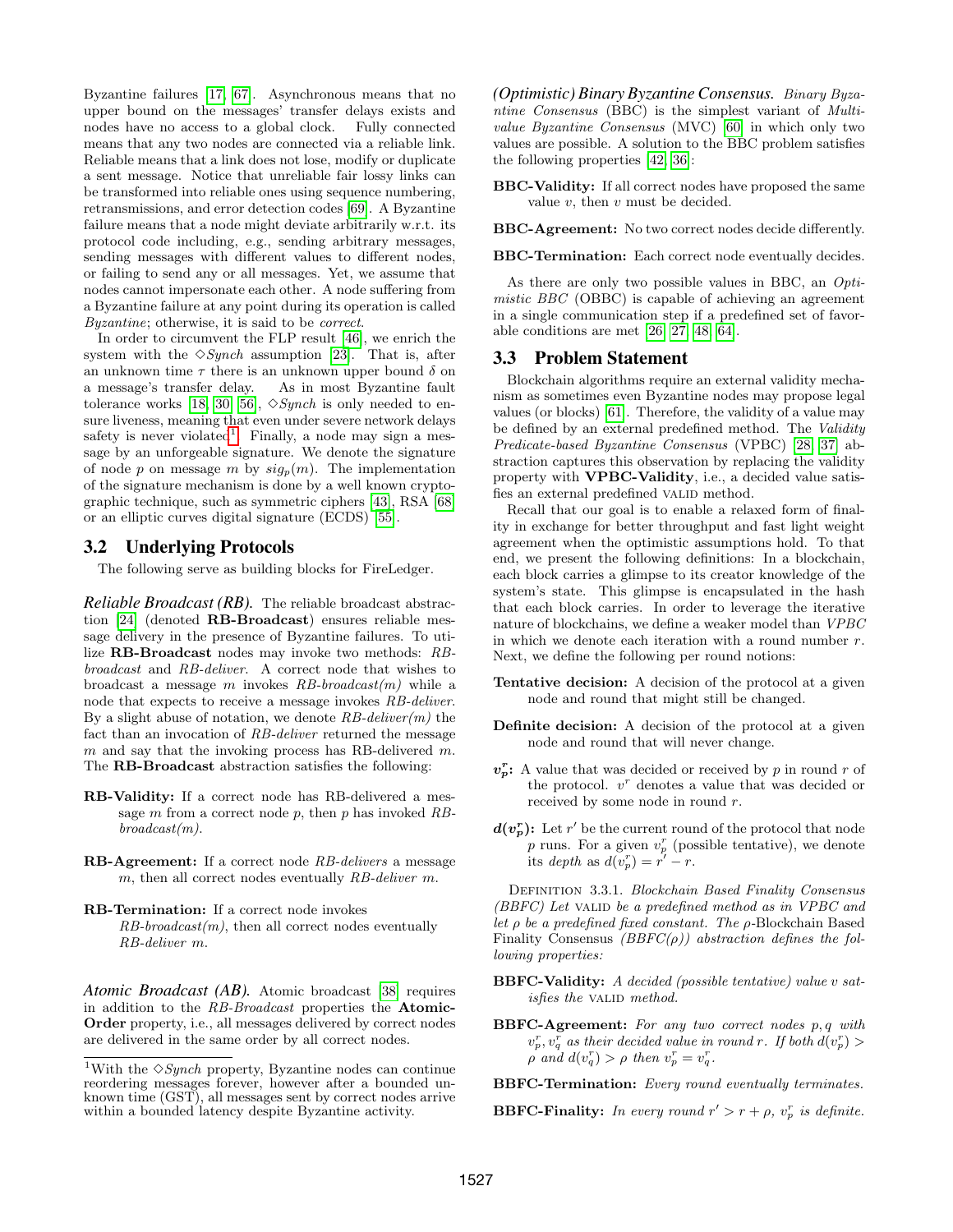Byzantine failures [17, 67]. Asynchronous means that no upper bound on the messages' transfer delays exists and nodes have no access to a global clock. Fully connected means that any two nodes are connected via a reliable link. Reliable means that a link does not lose, modify or duplicate a sent message. Notice that unreliable fair lossy links can be transformed into reliable ones using sequence numbering, retransmissions, and error detection codes [69]. A Byzantine failure means that a node might deviate arbitrarily w.r.t. its protocol code including, e.g., sending arbitrary messages, sending messages with different values to different nodes, or failing to send any or all messages. Yet, we assume that nodes cannot impersonate each other. A node suffering from a Byzantine failure at any point during its operation is called *Byzantine*; otherwise, it is said to be *correct*.

In order to circumvent the FLP result [46], we enrich the system with the $\diamond$*Synch* assumption [23]. That is, after an unknown time $\tau$ there is an unknown upper bound $\delta$ on a message's transfer delay. As in most Byzantine fault tolerance works [18, 30, 56], $\diamond$*Synch* is only needed to ensure liveness, meaning that even under severe network delays safety is never violated[1]. Finally, a node may sign a message by an unforgeable signature. We denote the signature of node $p$ on message $m$ by $sig_p(m)$. The implementation of the signature mechanism is done by a well known cryptographic technique, such as symmetric ciphers [43], RSA [68] or an elliptic curves digital signature (ECDS) [55].

## 3.2 Underlying Protocols

The following serve as building blocks for FireLedger.

***Reliable Broadcast (RB).*** The reliable broadcast abstraction [24] (denoted **RB-Broadcast**) ensures reliable message delivery in the presence of Byzantine failures. To utilize **RB-Broadcast** nodes may invoke two methods: *RB-broadcast* and *RB-deliver*. A correct node that wishes to broadcast a message $m$ invokes *RB-broadcast(m)* while a node that expects to receive a message invokes *RB-deliver*. By a slight abuse of notation, we denote *RB-deliver(m)* the fact than an invocation of *RB-deliver* returned the message $m$ and say that the invoking process has RB-delivered $m$. The **RB-Broadcast** abstraction satisfies the following:

**RB-Validity:** If a correct node has RB-delivered a message $m$ from a correct node $p$, then $p$ has invoked *RB-broadcast(m)*.

**RB-Agreement:** If a correct node *RB-delivers* a message $m$, then all correct nodes eventually *RB-deliver* $m$.

**RB-Termination:** If a correct node invokes *RB-broadcast(m)*, then all correct nodes eventually *RB-deliver* $m$.

***Atomic Broadcast (AB).*** Atomic broadcast [38] requires in addition to the *RB-Broadcast* properties the **Atomic-Order** property, i.e., all messages delivered by correct nodes are delivered in the same order by all correct nodes.

[1] With the $\diamond$*Synch* property, Byzantine nodes can continue reordering messages forever, however after a bounded unknown time (GST), all messages sent by correct nodes arrive within a bounded latency despite Byzantine activity.

***(Optimistic) Binary Byzantine Consensus.*** *Binary Byzantine Consensus* (BBC) is the simplest variant of *Multivalue Byzantine Consensus* (MVC) [60] in which only two values are possible. A solution to the BBC problem satisfies the following properties [42, 36]:

**BBC-Validity:** If all correct nodes have proposed the same value $v$, then $v$ must be decided.

**BBC-Agreement:** No two correct nodes decide differently.

**BBC-Termination:** Each correct node eventually decides.

As there are only two possible values in BBC, an *Optimistic BBC* (OBBC) is capable of achieving an agreement in a single communication step if a predefined set of favorable conditions are met [26, 27, 48, 64].

## 3.3 Problem Statement

Blockchain algorithms require an external validity mechanism as sometimes even Byzantine nodes may propose legal values (or blocks) [61]. Therefore, the validity of a value may be defined by an external predefined method. The *Validity Predicate-based Byzantine Consensus* (VPBC) [28, 37] abstraction captures this observation by replacing the validity property with **VPBC-Validity**, i.e., a decided value satisfies an external predefined VALID method.

Recall that our goal is to enable a relaxed form of finality in exchange for better throughput and fast light weight agreement when the optimistic assumptions hold. To that end, we present the following definitions: In a blockchain, each block carries a glimpse to its creator knowledge of the system's state. This glimpse is encapsulated in the hash that each block carries. In order to leverage the iterative nature of blockchains, we define a weaker model than *VPBC* in which we denote each iteration with a round number $r$. Next, we define the following per round notions:

**Tentative decision:** A decision of the protocol at a given node and round that might still be changed.

**Definite decision:** A decision of the protocol at a given node and round that will never change.

$\boldsymbol{v_p^r}$**:** A value that was decided or received by $p$ in round $r$ of the protocol. $v^r$ denotes a value that was decided or received by some node in round $r$.

$\boldsymbol{d(v_p^r)}$**:** Let $r'$ be the current round of the protocol that node $p$ runs. For a given $v_p^r$ (possible tentative), we denote its *depth* as $d(v_p^r) = r' - r$.

Definition 3.3.1. *Blockchain Based Finality Consensus (BBFC) Let* VALID *be a predefined method as in VPBC and let $\rho$ be a predefined fixed constant. The $\rho$-*Blockchain Based Finality Consensus *(BBFC($\rho$)) abstraction defines the following properties:*

**BBFC-Validity:** *A decided (possible tentative) value $v$ satisfies the* VALID *method.*

**BBFC-Agreement:** *For any two correct nodes $p, q$ with $v_p^r, v_q^r$ as their decided value in round $r$. If both $d(v_p^r) > \rho$ and $d(v_q^r) > \rho$ then $v_p^r = v_q^r$.*

**BBFC-Termination:** *Every round eventually terminates.*

**BBFC-Finality:** *In every round $r' > r + \rho$, $v_p^r$ is definite.*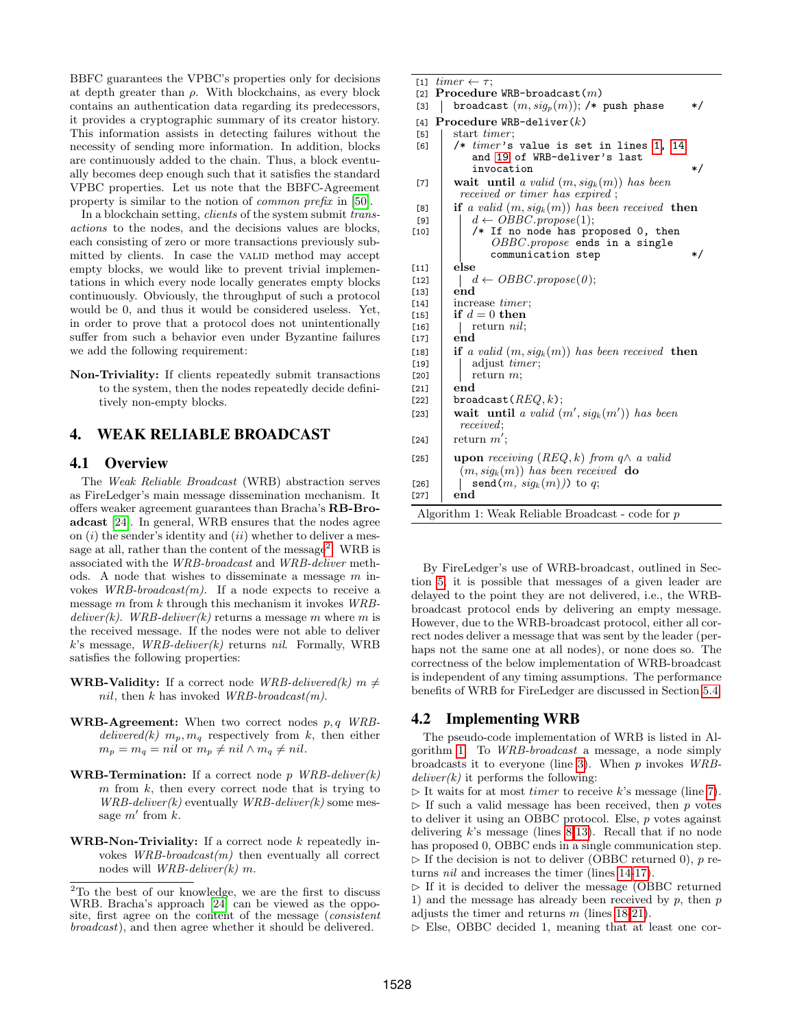BBFC guarantees the VPBC's properties only for decisions at depth greater than $\rho$. With blockchains, as every block contains an authentication data regarding its predecessors, it provides a cryptographic summary of its creator history. This information assists in detecting failures without the necessity of sending more information. In addition, blocks are continuously added to the chain. Thus, a block eventually becomes deep enough such that it satisfies the standard VPBC properties. Let us note that the BBFC-Agreement property is similar to the notion of *common prefix* in [50].

In a blockchain setting, *clients* of the system submit *transactions* to the nodes, and the decisions values are blocks, each consisting of zero or more transactions previously submitted by clients. In case the VALID method may accept empty blocks, we would like to prevent trivial implementations in which every node locally generates empty blocks continuously. Obviously, the throughput of such a protocol would be 0, and thus it would be considered useless. Yet, in order to prove that a protocol does not unintentionally suffer from such a behavior even under Byzantine failures we add the following requirement:

**Non-Triviality:** If clients repeatedly submit transactions to the system, then the nodes repeatedly decide definitively non-empty blocks.

## 4. WEAK RELIABLE BROADCAST

### 4.1 Overview

The *Weak Reliable Broadcast* (WRB) abstraction serves as FireLedger's main message dissemination mechanism. It offers weaker agreement guarantees than Bracha's **RB-Broadcast** [24]. In general, WRB ensures that the nodes agree on (*i*) the sender's identity and (*ii*) whether to deliver a message at all, rather than the content of the message[2]. WRB is associated with the *WRB-broadcast* and *WRB-deliver* methods. A node that wishes to disseminate a message $m$ invokes *WRB-broadcast(m)*. If a node expects to receive a message $m$ from $k$ through this mechanism it invokes *WRB-deliver(k)*. *WRB-deliver(k)* returns a message $m$ where $m$ is the received message. If the nodes were not able to deliver $k$'s message, *WRB-deliver(k)* returns *nil*. Formally, WRB satisfies the following properties:

**WRB-Validity:** If a correct node *WRB-delivered(k)* $m \neq nil$, then $k$ has invoked *WRB-broadcast(m)*.

**WRB-Agreement:** When two correct nodes $p, q$ *WRB-delivered(k)* $m_p, m_q$ respectively from $k$, then either $m_p = m_q = nil$ or $m_p \neq nil \wedge m_q \neq nil$.

**WRB-Termination:** If a correct node $p$ *WRB-deliver(k)* $m$ from $k$, then every correct node that is trying to *WRB-deliver(k)* eventually *WRB-deliver(k)* some message $m'$ from $k$.

**WRB-Non-Triviality:** If a correct node $k$ repeatedly invokes *WRB-broadcast(m)* then eventually all correct nodes will *WRB-deliver(k) m*.

[2] To the best of our knowledge, we are the first to discuss WRB. Bracha's approach [24] can be viewed as the opposite, first agree on the content of the message (*consistent broadcast*), and then agree whether it should be delivered.

```
[1]  timer ← τ;
[2]  Procedure WRB-broadcast(m)
[3]  |  broadcast (m, sig_p(m)); /* push phase */
[4]  Procedure WRB-deliver(k)
[5]  |  start timer;
[6]  |  /* timer's value is set in lines 1, 14
     |     and 19 of WRB-deliver's last
     |     invocation */
[7]  |  wait until a valid (m, sig_k(m)) has been
     |     received or timer has expired ;
[8]  |  if a valid (m, sig_k(m)) has been received then
[9]  |  |  d ← OBBC.propose(1);
[10] |  |  /* If no node has proposed 0, then
     |  |     OBBC.propose ends in a single
     |  |     communication step */
[11] |  else
[12] |  |  d ← OBBC.propose(0);
[13] |  end
[14] |  increase timer;
[15] |  if d = 0 then
[16] |  |  return nil;
[17] |  end
[18] |  if a valid (m, sig_k(m)) has been received then
[19] |  |  adjust timer;
[20] |  |  return m;
[21] |  end
[22] |  broadcast(REQ, k);
[23] |  wait until a valid (m', sig_k(m')) has been
     |     received;
[24] |  return m';
[25] |  upon receiving (REQ, k) from q ∧ a valid
     |     (m, sig_k(m)) has been received do
[26] |  |  send(m, sig_k(m)) to q;
[27] |  end
```

Algorithm 1: Weak Reliable Broadcast - code for $p$

By FireLedger's use of WRB-broadcast, outlined in Section 5, it is possible that messages of a given leader are delayed to the point they are not delivered, i.e., the WRB-broadcast protocol ends by delivering an empty message. However, due to the WRB-broadcast protocol, either all correct nodes deliver a message that was sent by the leader (perhaps not the same one at all nodes), or none does so. The correctness of the below implementation of WRB-broadcast is independent of any timing assumptions. The performance benefits of WRB for FireLedger are discussed in Section 5.4.

### 4.2 Implementing WRB

The pseudo-code implementation of WRB is listed in Algorithm 1. To *WRB-broadcast* a message, a node simply broadcasts it to everyone (line 3). When $p$ invokes *WRB-deliver(k)* it performs the following:

▷ It waits for at most *timer* to receive $k$'s message (line 7).
▷ If such a valid message has been received, then $p$ votes to deliver it using an OBBC protocol. Else, $p$ votes against delivering $k$'s message (lines 8-13). Recall that if no node has proposed 0, OBBC ends in a single communication step.
▷ If the decision is not to deliver (OBBC returned 0), $p$ returns *nil* and increases the timer (lines 14-17).
▷ If it is decided to deliver the message (OBBC returned 1) and the message has already been received by $p$, then $p$ adjusts the timer and returns $m$ (lines 18-21).
▷ Else, OBBC decided 1, meaning that at least one cor-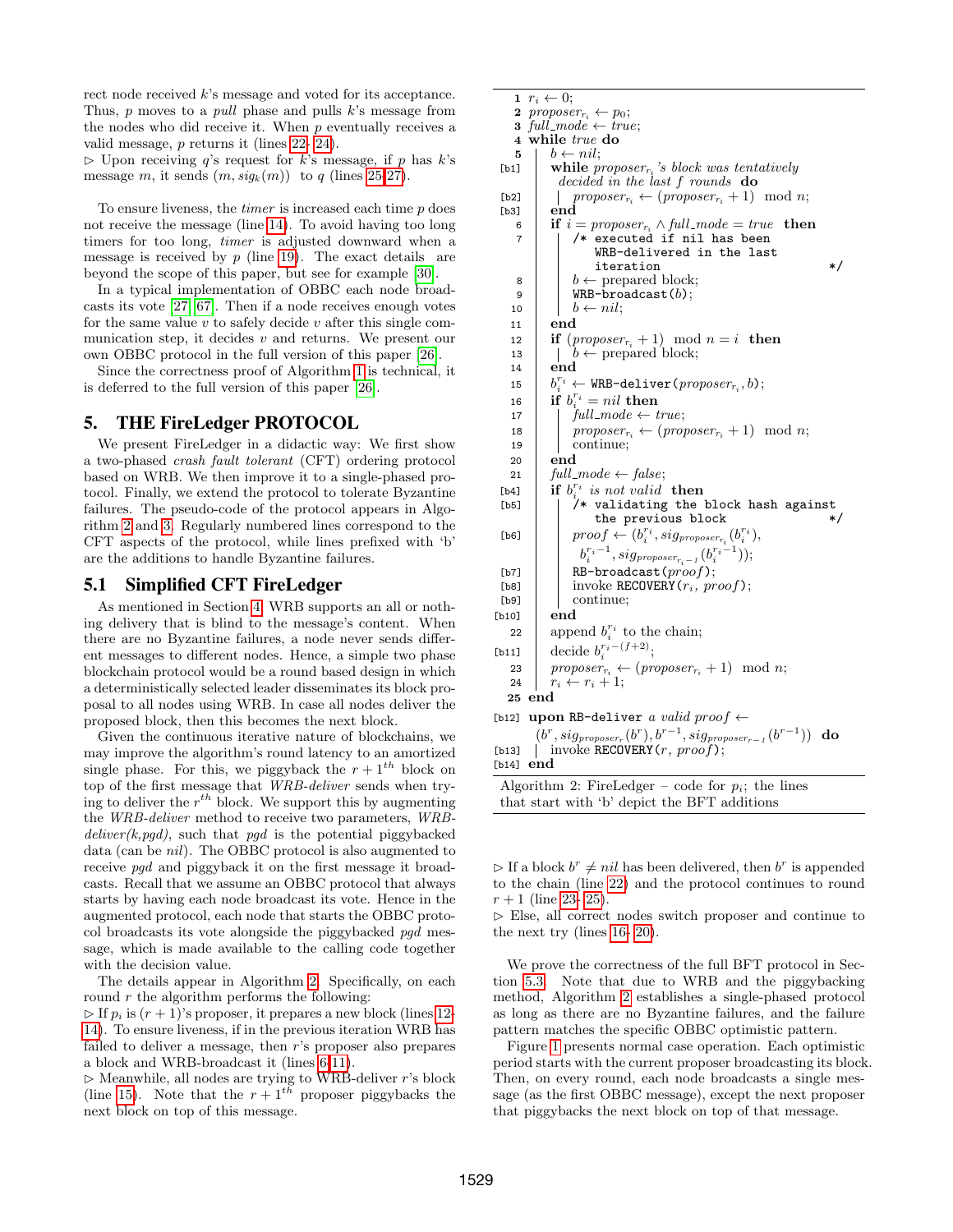rect node received $k$'s message and voted for its acceptance. Thus, $p$ moves to a *pull* phase and pulls $k$'s message from the nodes who did receive it. When $p$ eventually receives a valid message, $p$ returns it (lines 22–24).

▷ Upon receiving $q$'s request for $k$'s message, if $p$ has $k$'s message $m$, it sends $(m, sig_k(m))$ to $q$ (lines 25-27).

To ensure liveness, the *timer* is increased each time $p$ does not receive the message (line 14). To avoid having too long timers for too long, *timer* is adjusted downward when a message is received by $p$ (line 19). The exact details are beyond the scope of this paper, but see for example [30].

In a typical implementation of OBBC each node broadcasts its vote [27, 67]. Then if a node receives enough votes for the same value $v$ to safely decide $v$ after this single communication step, it decides $v$ and returns. We present our own OBBC protocol in the full version of this paper [26].

Since the correctness proof of Algorithm 1 is technical, it is deferred to the full version of this paper [26].

## 5. THE FireLedger PROTOCOL

We present FireLedger in a didactic way: We first show a two-phased *crash fault tolerant* (CFT) ordering protocol based on WRB. We then improve it to a single-phased protocol. Finally, we extend the protocol to tolerate Byzantine failures. The pseudo-code of the protocol appears in Algorithm 2 and 3. Regularly numbered lines correspond to the CFT aspects of the protocol, while lines prefixed with 'b' are the additions to handle Byzantine failures.

### 5.1 Simplified CFT FireLedger

As mentioned in Section 4, WRB supports an all or nothing delivery that is blind to the message's content. When there are no Byzantine failures, a node never sends different messages to different nodes. Hence, a simple two phase blockchain protocol would be a round based design in which a deterministically selected leader disseminates its block proposal to all nodes using WRB. In case all nodes deliver the proposed block, then this becomes the next block.

Given the continuous iterative nature of blockchains, we may improve the algorithm's round latency to an amortized single phase. For this, we piggyback the $r+1^{th}$ block on top of the first message that *WRB-deliver* sends when trying to deliver the $r^{th}$ block. We support this by augmenting the *WRB-deliver* method to receive two parameters, *WRB-deliver(k,pgd)*, such that *pgd* is the potential piggybacked data (can be *nil*). The OBBC protocol is also augmented to receive *pgd* and piggyback it on the first message it broadcasts. Recall that we assume an OBBC protocol that always starts by having each node broadcast its vote. Hence in the augmented protocol, each node that starts the OBBC protocol broadcasts its vote alongside the piggybacked *pgd* message, which is made available to the calling code together with the decision value.

The details appear in Algorithm 2. Specifically, on each round $r$ the algorithm performs the following:

▷ If $p_i$ is $(r+1)$'s proposer, it prepares a new block (lines 12-14). To ensure liveness, if in the previous iteration WRB has failed to deliver a message, then $r$'s proposer also prepares a block and WRB-broadcast it (lines 6-11).

▷ Meanwhile, all nodes are trying to WRB-deliver $r$'s block (line 15). Note that the $r+1^{th}$ proposer piggybacks the next block on top of this message.

```
 1    r_i ← 0;
 2    proposer_{r_i} ← p_0;
 3    full_mode ← true;
 4    while true do
 5    |  b ← nil;
[b1]  |  while proposer_{r_i}'s block was tentatively
      |    decided in the last f rounds do
[b2]  |  |  proposer_{r_i} ← (proposer_{r_i} + 1) mod n;
[b3]  |  end
 6    |  if i = proposer_{r_i} ∧ full_mode = true then
 7    |  |  /* executed if nil has been
      |  |     WRB-delivered in the last
      |  |     iteration                          */
 8    |  |  b ← prepared block;
 9    |  |  WRB-broadcast(b);
10    |  |  b ← nil;
11    |  end
12    |  if (proposer_{r_i} + 1) mod n = i then
13    |  |  b ← prepared block;
14    |  end
15    |  b_i^{r_i} ← WRB-deliver(proposer_{r_i}, b);
16    |  if b_i^{r_i} = nil then
17    |  |  full_mode ← true;
18    |  |  proposer_{r_i} ← (proposer_{r_i} + 1) mod n;
19    |  |  continue;
20    |  end
21    |  full_mode ← false;
[b4]  |  if b_i^{r_i} is not valid then
[b5]  |  |  /* validating the block hash against
      |  |     the previous block                 */
[b6]  |  |  proof ← (b_i^{r_i}, sig_{proposer_{r_i}}(b_i^{r_i}),
      |  |     b_i^{r_i-1}, sig_{proposer_{r_i-1}}(b_i^{r_i-1}));
[b7]  |  |  RB-broadcast(proof);
[b8]  |  |  invoke RECOVERY(r_i, proof);
[b9]  |  |  continue;
[b10] |  end
22    |  append b_i^{r_i} to the chain;
[b11] |  decide b_i^{r_i-(f+2)};
23    |  proposer_{r_i} ← (proposer_{r_i} + 1) mod n;
24    |  r_i ← r_i + 1;
25    end
[b12] upon RB-deliver a valid proof ←
      (b^r, sig_{proposer_r}(b^r), b^{r-1}, sig_{proposer_{r-1}}(b^{r-1})) do
[b13] |  invoke RECOVERY(r, proof);
[b14] end
```

Algorithm 2: FireLedger – code for $p_i$; the lines that start with 'b' depict the BFT additions

▷ If a block $b^r \neq nil$ has been delivered, then $b^r$ is appended to the chain (line 22) and the protocol continues to round $r+1$ (line 23- 25).

▷ Else, all correct nodes switch proposer and continue to the next try (lines 16- 20).

We prove the correctness of the full BFT protocol in Section 5.3. Note that due to WRB and the piggybacking method, Algorithm 2 establishes a single-phased protocol as long as there are no Byzantine failures, and the failure pattern matches the specific OBBC optimistic pattern.

Figure 1 presents normal case operation. Each optimistic period starts with the current proposer broadcasting its block. Then, on every round, each node broadcasts a single message (as the first OBBC message), except the next proposer that piggybacks the next block on top of that message.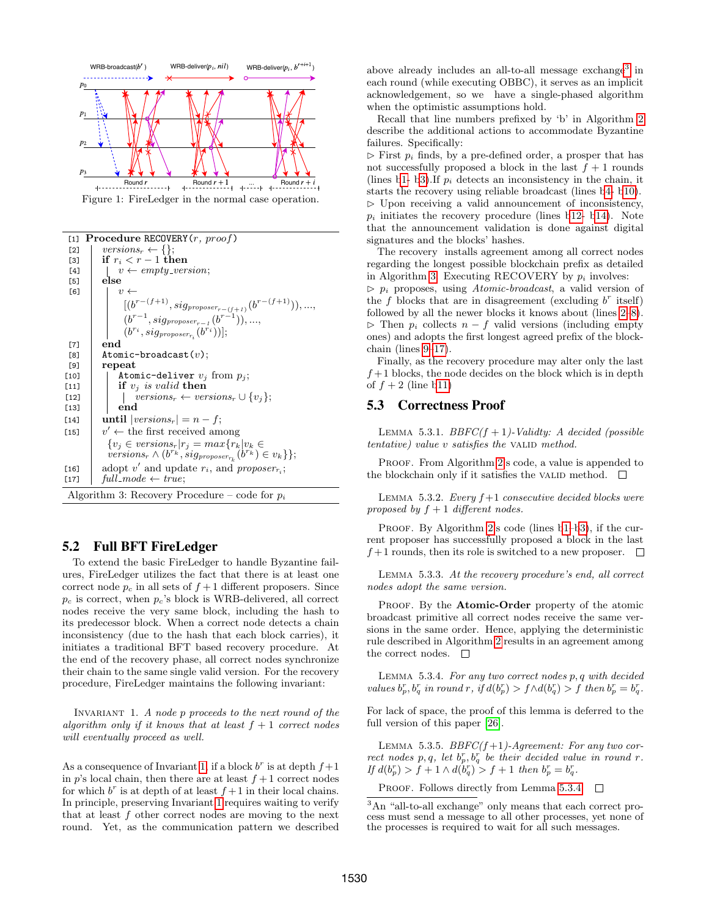Figure 1: FireLedger in the normal case operation.

```
[1]  Procedure RECOVERY(r, proof)
[2]    versions_r ← {};
[3]    if r_i < r − 1 then
[4]      v ← empty_version;
[5]    else
[6]      v ← [(b^{r−(f+1)}, sig_{proposer_{r−(f+1)}}(b^{r−(f+1)})), ...,
              (b^{r−1}, sig_{proposer_{r−1}}(b^{r−1})), ...,
              (b^{r_i}, sig_{proposer_{r_i}}(b^{r_i}))];
[7]    end
[8]    Atomic-broadcast(v);
[9]    repeat
[10]     Atomic-deliver v_j from p_j;
[11]     if v_j is valid then
[12]       versions_r ← versions_r ∪ {v_j};
[13]     end
[14]   until |versions_r| = n − f;
[15]   v' ← the first received among
         {v_j ∈ versions_r | r_j = max{r_k | v_k ∈
         versions_r ∧ (b^{r_k}, sig_{proposer_{r_k}}(b^{r_k}) ∈ v_k}};
[16]   adopt v' and update r_i, and proposer_{r_i};
[17]   full_mode ← true;
```

Algorithm 3: Recovery Procedure – code for $p_i$

## 5.2 Full BFT FireLedger

To extend the basic FireLedger to handle Byzantine failures, FireLedger utilizes the fact that there is at least one correct node $p_c$ in all sets of $f+1$ different proposers. Since $p_c$ is correct, when $p_c$'s block is WRB-delivered, all correct nodes receive the very same block, including the hash to its predecessor block. When a correct node detects a chain inconsistency (due to the hash that each block carries), it initiates a traditional BFT based recovery procedure. At the end of the recovery phase, all correct nodes synchronize their chain to the same single valid version. For the recovery procedure, FireLedger maintains the following invariant:

Invariant 1. *A node p proceeds to the next round of the algorithm only if it knows that at least $f+1$ correct nodes will eventually proceed as well.*

As a consequence of Invariant 1, if a block $b^r$ is at depth $f+1$ in $p$'s local chain, then there are at least $f+1$ correct nodes for which $b^r$ is at depth of at least $f+1$ in their local chains. In principle, preserving Invariant 1 requires waiting to verify that at least $f$ other correct nodes are moving to the next round. Yet, as the communication pattern we described above already includes an all-to-all message exchange[3] in each round (while executing OBBC), it serves as an implicit acknowledgement, so we have a single-phased algorithm when the optimistic assumptions hold.

Recall that line numbers prefixed by 'b' in Algorithm 2 describe the additional actions to accommodate Byzantine failures. Specifically:

▷ First $p_i$ finds, by a pre-defined order, a prosper that has not successfully proposed a block in the last $f+1$ rounds (lines b1- b3). If $p_i$ detects an inconsistency in the chain, it starts the recovery using reliable broadcast (lines b4- b10).
▷ Upon receiving a valid announcement of inconsistency, $p_i$ initiates the recovery procedure (lines b12- b14). Note that the announcement validation is done against digital signatures and the blocks' hashes.

The recovery installs agreement among all correct nodes regarding the longest possible blockchain prefix as detailed in Algorithm 3. Executing RECOVERY by $p_i$ involves:

▷ $p_i$ proposes, using *Atomic-broadcast*, a valid version of the $f$ blocks that are in disagreement (excluding $b^r$ itself) followed by all the newer blocks it knows about (lines 2-8).
▷ Then $p_i$ collects $n-f$ valid versions (including empty ones) and adopts the first longest agreed prefix of the blockchain (lines 9-17).

Finally, as the recovery procedure may alter only the last $f+1$ blocks, the node decides on the block which is in depth of $f+2$ (line b11)

## 5.3 Correctness Proof

Lemma 5.3.1. *BBFC(f+1)-Validty: A decided (possible tentative) value v satisfies the* VALID *method.*

Proof. From Algorithm 2's code, a value is appended to the blockchain only if it satisfies the VALID method. □

Lemma 5.3.2. *Every $f+1$ consecutive decided blocks were proposed by $f+1$ different nodes.*

Proof. By Algorithm 2's code (lines b1-b3), if the current proposer has successfully proposed a block in the last $f+1$ rounds, then its role is switched to a new proposer. □

Lemma 5.3.3. *At the recovery procedure's end, all correct nodes adopt the same version.*

Proof. By the **Atomic-Order** property of the atomic broadcast primitive all correct nodes receive the same versions in the same order. Hence, applying the deterministic rule described in Algorithm 2 results in an agreement among the correct nodes. □

Lemma 5.3.4. *For any two correct nodes $p, q$ with decided values $b_p^r, b_q^r$ in round $r$, if $d(b_p^r) > f \wedge d(b_q^r) > f$ then $b_p^r = b_q^r$.*

For lack of space, the proof of this lemma is deferred to the full version of this paper [26].

Lemma 5.3.5. *BBFC(f+1)-Agreement: For any two correct nodes $p, q$, let $b_p^r, b_q^r$ be their decided value in round $r$. If $d(b_p^r) > f+1 \wedge d(b_q^r) > f+1$ then $b_p^r = b_q^r$.*

Proof. Follows directly from Lemma 5.3.4. □

[3] An "all-to-all exchange" only means that each correct process must send a message to all other processes, yet none of the processes is required to wait for all such messages.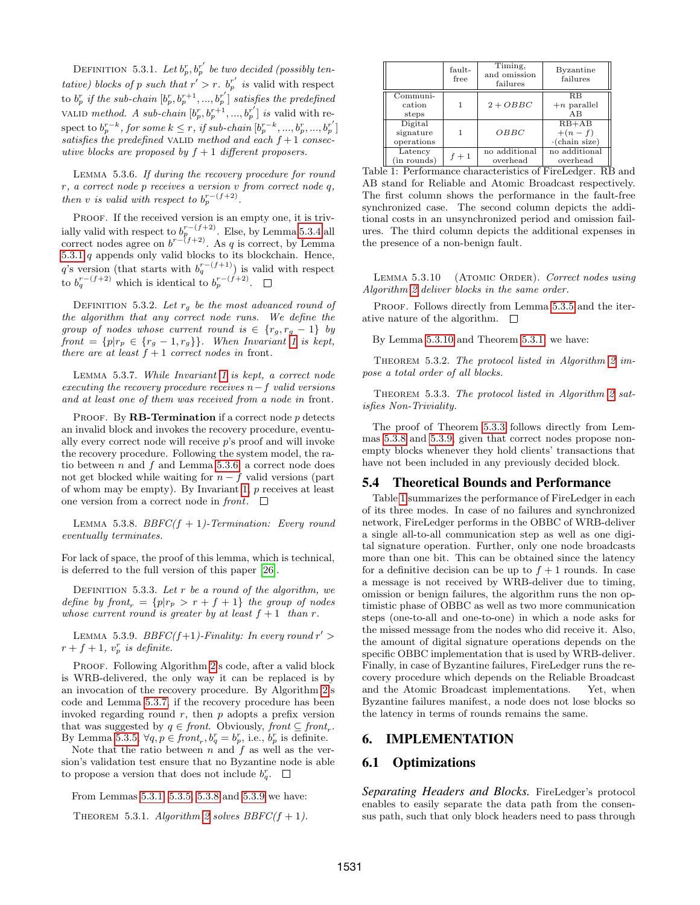Definition 5.3.1. *Let $b_p^r, b_p^{r'}$ be two decided (possibly tentative) blocks of $p$ such that $r' > r$. $b_p^{r'}$ is valid with respect to $b_p^r$ if the sub-chain $[b_p^r, b_p^{r+1}, ..., b_p^{r'}]$ satisfies the predefined* valid *method. A sub-chain $[b_p^r, b_p^{r+1}, ..., b_p^{r'}]$ is valid with respect to $b_p^{r-k}$, for some $k \leq r$, if sub-chain $[b_p^{r-k}, ..., b_p^r, ..., b_p^{r'}]$ satisfies the predefined* valid *method and each $f+1$ consecutive blocks are proposed by $f+1$ different proposers.*

Lemma 5.3.6. *If during the recovery procedure for round $r$, a correct node $p$ receives a version $v$ from correct node $q$, then $v$ is valid with respect to $b_p^{r-(f+2)}$.*

Proof. If the received version is an empty one, it is trivially valid with respect to $b_p^{r-(f+2)}$. Else, by Lemma 5.3.4 all correct nodes agree on $b^{r-(f+2)}$. As $q$ is correct, by Lemma 5.3.1 $q$ appends only valid blocks to its blockchain. Hence, $q$'s version (that starts with $b_q^{r-(f+1)}$) is valid with respect to $b_q^{r-(f+2)}$ which is identical to $b_p^{r-(f+2)}$. □

Definition 5.3.2. *Let $r_g$ be the most advanced round of the algorithm that any correct node runs. We define the group of nodes whose current round is $\in \{r_g, r_g - 1\}$ by $front = \{p | r_p \in \{r_g - 1, r_g\}\}$. When Invariant 1 is kept, there are at least $f+1$ correct nodes in* front.

Lemma 5.3.7. *While Invariant 1 is kept, a correct node executing the recovery procedure receives $n-f$ valid versions and at least one of them was received from a node in* front.

Proof. By **RB-Termination** if a correct node $p$ detects an invalid block and invokes the recovery procedure, eventually every correct node will receive $p$'s proof and will invoke the recovery procedure. Following the system model, the ratio between $n$ and $f$ and Lemma 5.3.6, a correct node does not get blocked while waiting for $n-f$ valid versions (part of whom may be empty). By Invariant 1, $p$ receives at least one version from a correct node in *front*. □

Lemma 5.3.8. *BBFC($f+1$)-Termination: Every round eventually terminates.*

For lack of space, the proof of this lemma, which is technical, is deferred to the full version of this paper [26].

Definition 5.3.3. *Let $r$ be a round of the algorithm, we define by $front_r = \{p | r_p > r + f + 1\}$ the group of nodes whose current round is greater by at least $f+1$ than $r$.*

Lemma 5.3.9. *BBFC($f$+1)-Finality: In every round $r' > r + f + 1$, $v_p^r$ is definite.*

Proof. Following Algorithm 2's code, after a valid block is WRB-delivered, the only way it can be replaced is by an invocation of the recovery procedure. By Algorithm 2's code and Lemma 5.3.7, if the recovery procedure has been invoked regarding round $r$, then $p$ adopts a prefix version that was suggested by $q \in front$. Obviously, $front \subseteq front_r$. By Lemma 5.3.5, $\forall q, p \in front_r, b_q^r = b_p^r$, i.e., $b_p^r$ is definite.

Note that the ratio between $n$ and $f$ as well as the version's validation test ensure that no Byzantine node is able to propose a version that does not include $b_q^r$. □

From Lemmas 5.3.1, 5.3.5, 5.3.8 and 5.3.9 we have:

Theorem 5.3.1. *Algorithm 2 solves BBFC($f+1$).*

| | fault-free | Timing, and omission failures | Byzantine failures |
|---|---|---|---|
| Communication steps | 1 | $2 + OBBC$ | RB $+n$ parallel AB |
| Digital signature operations | 1 | $OBBC$ | RB+AB $+(n-f)$ $\cdot$(chain size) |
| Latency (in rounds) | $f+1$ | no additional overhead | no additional overhead |

Table 1: Performance characteristics of FireLedger. RB and AB stand for Reliable and Atomic Broadcast respectively. The first column shows the performance in the fault-free synchronized case. The second column depicts the additional costs in an unsynchronized period and omission failures. The third column depicts the additional expenses in the presence of a non-benign fault.

Lemma 5.3.10 (Atomic Order). *Correct nodes using Algorithm 2 deliver blocks in the same order.*

Proof. Follows directly from Lemma 5.3.5 and the iterative nature of the algorithm. □

By Lemma 5.3.10 and Theorem 5.3.1, we have:

Theorem 5.3.2. *The protocol listed in Algorithm 2 impose a total order of all blocks.*

Theorem 5.3.3. *The protocol listed in Algorithm 2 satisfies Non-Triviality.*

The proof of Theorem 5.3.3 follows directly from Lemmas 5.3.8 and 5.3.9, given that correct nodes propose nonempty blocks whenever they hold clients' transactions that have not been included in any previously decided block.

## 5.4 Theoretical Bounds and Performance

Table 1 summarizes the performance of FireLedger in each of its three modes. In case of no failures and synchronized network, FireLedger performs in the OBBC of WRB-deliver a single all-to-all communication step as well as one digital signature operation. Further, only one node broadcasts more than one bit. This can be obtained since the latency for a definitive decision can be up to $f+1$ rounds. In case a message is not received by WRB-deliver due to timing, omission or benign failures, the algorithm runs the non optimistic phase of OBBC as well as two more communication steps (one-to-all and one-to-one) in which a node asks for the missed message from the nodes who did receive it. Also, the amount of digital signature operations depends on the specific OBBC implementation that is used by WRB-deliver. Finally, in case of Byzantine failures, FireLedger runs the recovery procedure which depends on the Reliable Broadcast and the Atomic Broadcast implementations. Yet, when Byzantine failures manifest, a node does not lose blocks so the latency in terms of rounds remains the same.

# 6. IMPLEMENTATION

## 6.1 Optimizations

*Separating Headers and Blocks.* FireLedger's protocol enables to easily separate the data path from the consensus path, such that only block headers need to pass through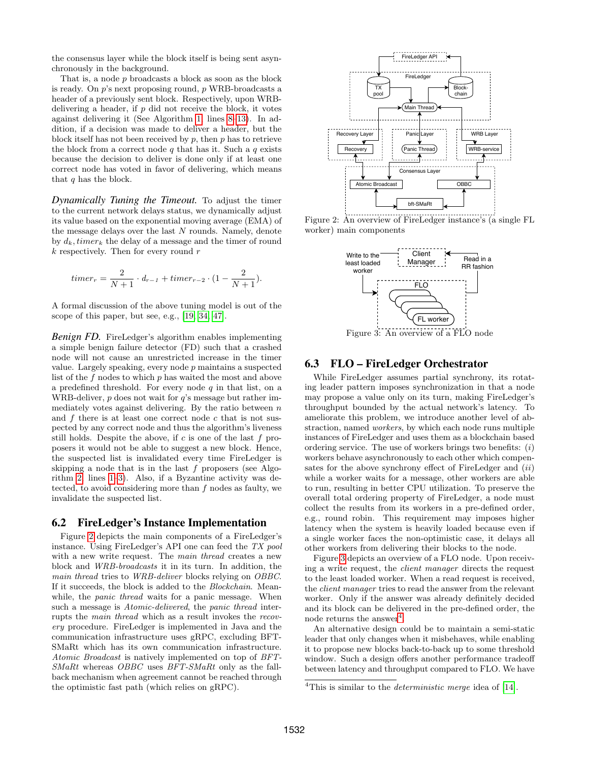the consensus layer while the block itself is being sent asynchronously in the background.

That is, a node $p$ broadcasts a block as soon as the block is ready. On $p$'s next proposing round, $p$ WRB-broadcasts a header of a previously sent block. Respectively, upon WRB-delivering a header, if $p$ did not receive the block, it votes against delivering it (See Algorithm 1, lines 8–13). In addition, if a decision was made to deliver a header, but the block itself has not been received by $p$, then $p$ has to retrieve the block from a correct node $q$ that has it. Such a $q$ exists because the decision to deliver is done only if at least one correct node has voted in favor of delivering, which means that $q$ has the block.

*Dynamically Tuning the Timeout.* To adjust the timer to the current network delays status, we dynamically adjust its value based on the exponential moving average (EMA) of the message delays over the last $N$ rounds. Namely, denote by $d_k, timer_k$ the delay of a message and the timer of round $k$ respectively. Then for every round $r$

$$timer_r = \frac{2}{N+1} \cdot d_{r-1} + timer_{r-2} \cdot (1 - \frac{2}{N+1}).$$

A formal discussion of the above tuning model is out of the scope of this paper, but see, e.g., [19, 34, 47].

*Benign FD.* FireLedger's algorithm enables implementing a simple benign failure detector (FD) such that a crashed node will not cause an unrestricted increase in the timer value. Largely speaking, every node $p$ maintains a suspected list of the $f$ nodes to which $p$ has waited the most and above a predefined threshold. For every node $q$ in that list, on a WRB-deliver, $p$ does not wait for $q$'s message but rather immediately votes against delivering. By the ratio between $n$ and $f$ there is at least one correct node $c$ that is not suspected by any correct node and thus the algorithm's liveness still holds. Despite the above, if $c$ is one of the last $f$ proposers it would not be able to suggest a new block. Hence, the suspected list is invalidated every time FireLedger is skipping a node that is in the last $f$ proposers (see Algorithm 2, lines 1–3). Also, if a Byzantine activity was detected, to avoid considering more than $f$ nodes as faulty, we invalidate the suspected list.

## 6.2 FireLedger's Instance Implementation

Figure 2 depicts the main components of a FireLedger's instance. Using FireLedger's API one can feed the *TX pool* with a new write request. The *main thread* creates a new block and *WRB-broadcasts* it in its turn. In addition, the *main thread* tries to *WRB-deliver* blocks relying on *OBBC*. If it succeeds, the block is added to the *Blockchain*. Meanwhile, the *panic thread* waits for a panic message. When such a message is *Atomic-delivered*, the *panic thread* interrupts the *main thread* which as a result invokes the *recovery* procedure. FireLedger is implemented in Java and the communication infrastructure uses gRPC, excluding BFT-SMaRt which has its own communication infrastructure. *Atomic Broadcast* is natively implemented on top of *BFT-SMaRt* whereas *OBBC* uses *BFT-SMaRt* only as the fallback mechanism when agreement cannot be reached through the optimistic fast path (which relies on gRPC).

Figure 2: An overview of FireLedger instance's (a single FL worker) main components

Figure 3: An overview of a FLO node

## 6.3 FLO – FireLedger Orchestrator

While FireLedger assumes partial synchrony, its rotating leader pattern imposes synchronization in that a node may propose a value only on its turn, making FireLedger's throughput bounded by the actual network's latency. To ameliorate this problem, we introduce another level of abstraction, named *workers*, by which each node runs multiple instances of FireLedger and uses them as a blockchain based ordering service. The use of workers brings two benefits: (*i*) workers behave asynchronously to each other which compensates for the above synchrony effect of FireLedger and (*ii*) while a worker waits for a message, other workers are able to run, resulting in better CPU utilization. To preserve the overall total ordering property of FireLedger, a node must collect the results from its workers in a pre-defined order, e.g., round robin. This requirement may imposes higher latency when the system is heavily loaded because even if a single worker faces the non-optimistic case, it delays all other workers from delivering their blocks to the node.

Figure 3 depicts an overview of a FLO node. Upon receiving a write request, the *client manager* directs the request to the least loaded worker. When a read request is received, the *client manager* tries to read the answer from the relevant worker. Only if the answer was already definitely decided and its block can be delivered in the pre-defined order, the node returns the answer[4].

An alternative design could be to maintain a semi-static leader that only changes when it misbehaves, while enabling it to propose new blocks back-to-back up to some threshold window. Such a design offers another performance tradeoff between latency and throughput compared to FLO. We have

[4] This is similar to the *deterministic merge* idea of [14].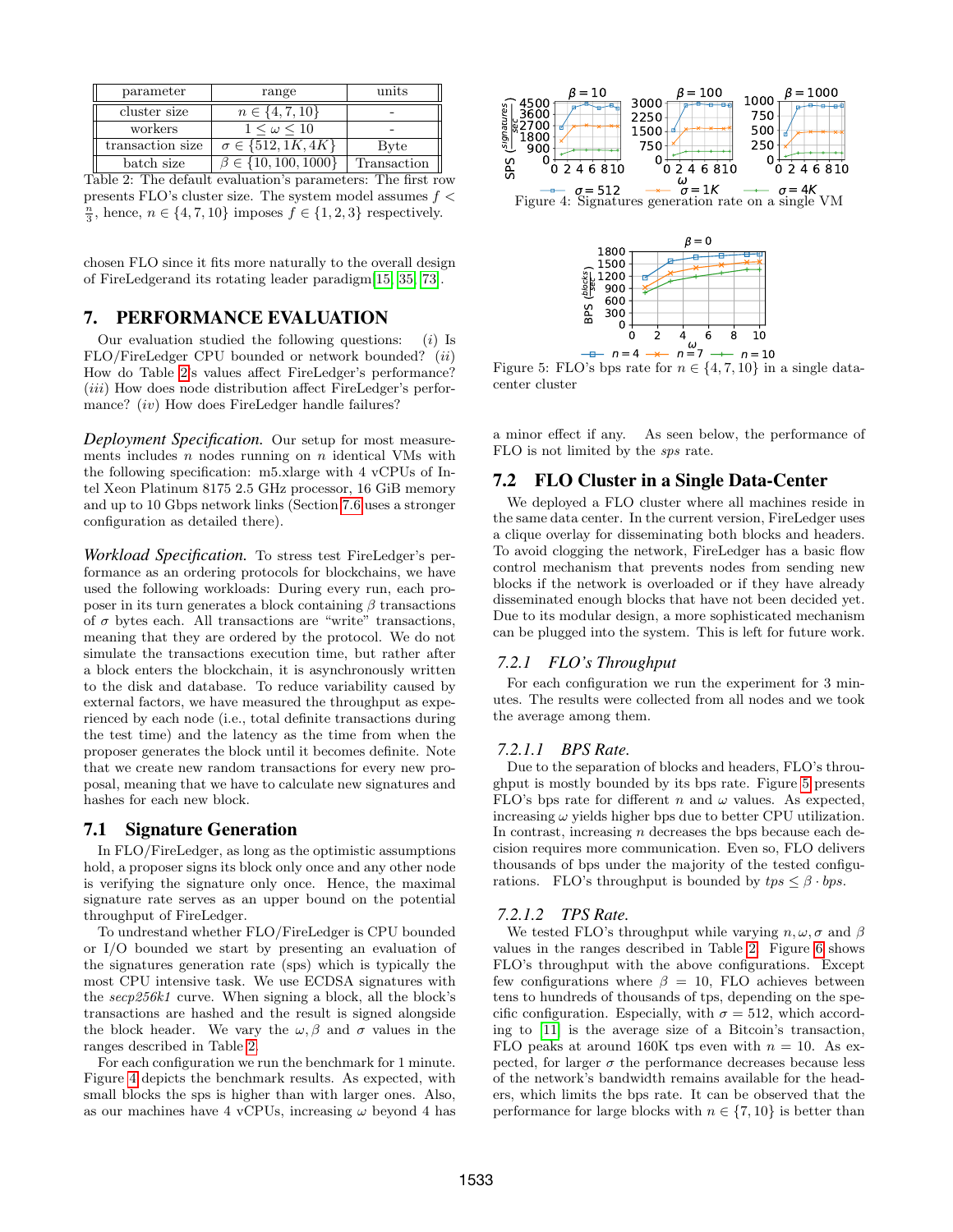| parameter | range | units |
|---|---|---|
| cluster size | $n \in \{4, 7, 10\}$ | - |
| workers | $1 \leq \omega \leq 10$ | - |
| transaction size | $\sigma \in \{512, 1K, 4K\}$ | Byte |
| batch size | $\beta \in \{10, 100, 1000\}$ | Transaction |

Table 2: The default evaluation's parameters: The first row presents FLO's cluster size. The system model assumes $f < \frac{n}{3}$, hence, $n \in \{4, 7, 10\}$ imposes $f \in \{1, 2, 3\}$ respectively.

chosen FLO since it fits more naturally to the overall design of FireLedgerand its rotating leader paradigm[15, 35, 73].

## 7. PERFORMANCE EVALUATION

Our evaluation studied the following questions: $(i)$ Is FLO/FireLedger CPU bounded or network bounded? $(ii)$ How do Table 2's values affect FireLedger's performance? $(iii)$ How does node distribution affect FireLedger's performance? $(iv)$ How does FireLedger handle failures?

*Deployment Specification.* Our setup for most measurements includes $n$ nodes running on $n$ identical VMs with the following specification: m5.xlarge with 4 vCPUs of Intel Xeon Platinum 8175 2.5 GHz processor, 16 GiB memory and up to 10 Gbps network links (Section 7.6 uses a stronger configuration as detailed there).

*Workload Specification.* To stress test FireLedger's performance as an ordering protocols for blockchains, we have used the following workloads: During every run, each proposer in its turn generates a block containing $\beta$ transactions of $\sigma$ bytes each. All transactions are "write" transactions, meaning that they are ordered by the protocol. We do not simulate the transactions execution time, but rather after a block enters the blockchain, it is asynchronously written to the disk and database. To reduce variability caused by external factors, we have measured the throughput as experienced by each node (i.e., total definite transactions during the test time) and the latency as the time from when the proposer generates the block until it becomes definite. Note that we create new random transactions for every new proposal, meaning that we have to calculate new signatures and hashes for each new block.

### 7.1 Signature Generation

In FLO/FireLedger, as long as the optimistic assumptions hold, a proposer signs its block only once and any other node is verifying the signature only once. Hence, the maximal signature rate serves as an upper bound on the potential throughput of FireLedger.

To undrestand whether FLO/FireLedger is CPU bounded or I/O bounded we start by presenting an evaluation of the signatures generation rate (sps) which is typically the most CPU intensive task. We use ECDSA signatures with the *secp256k1* curve. When signing a block, all the block's transactions are hashed and the result is signed alongside the block header. We vary the $\omega, \beta$ and $\sigma$ values in the ranges described in Table 2.

For each configuration we run the benchmark for 1 minute. Figure 4 depicts the benchmark results. As expected, with small blocks the sps is higher than with larger ones. Also, as our machines have 4 vCPUs, increasing $\omega$ beyond 4 has a minor effect if any. As seen below, the performance of FLO is not limited by the *sps* rate.

Figure 4: Signatures generation rate on a single VM

Figure 5: FLO's bps rate for $n \in \{4, 7, 10\}$ in a single datacenter cluster

### 7.2 FLO Cluster in a Single Data-Center

We deployed a FLO cluster where all machines reside in the same data center. In the current version, FireLedger uses a clique overlay for disseminating both blocks and headers. To avoid clogging the network, FireLedger has a basic flow control mechanism that prevents nodes from sending new blocks if the network is overloaded or if they have already disseminated enough blocks that have not been decided yet. Due to its modular design, a more sophisticated mechanism can be plugged into the system. This is left for future work.

#### 7.2.1 FLO's Throughput

For each configuration we run the experiment for 3 minutes. The results were collected from all nodes and we took the average among them.

##### 7.2.1.1 BPS Rate.

Due to the separation of blocks and headers, FLO's throughput is mostly bounded by its bps rate. Figure 5 presents FLO's bps rate for different $n$ and $\omega$ values. As expected, increasing $\omega$ yields higher bps due to better CPU utilization. In contrast, increasing $n$ decreases the bps because each decision requires more communication. Even so, FLO delivers thousands of bps under the majority of the tested configurations. FLO's throughput is bounded by $tps \leq \beta \cdot bps$.

##### 7.2.1.2 TPS Rate.

We tested FLO's throughput while varying $n, \omega, \sigma$ and $\beta$ values in the ranges described in Table 2. Figure 6 shows FLO's throughput with the above configurations. Except few configurations where $\beta = 10$, FLO achieves between tens to hundreds of thousands of tps, depending on the specific configuration. Especially, with $\sigma = 512$, which according to [11] is the average size of a Bitcoin's transaction, FLO peaks at around 160K tps even with $n = 10$. As expected, for larger $\sigma$ the performance decreases because less of the network's bandwidth remains available for the headers, which limits the bps rate. It can be observed that the performance for large blocks with $n \in \{7, 10\}$ is better than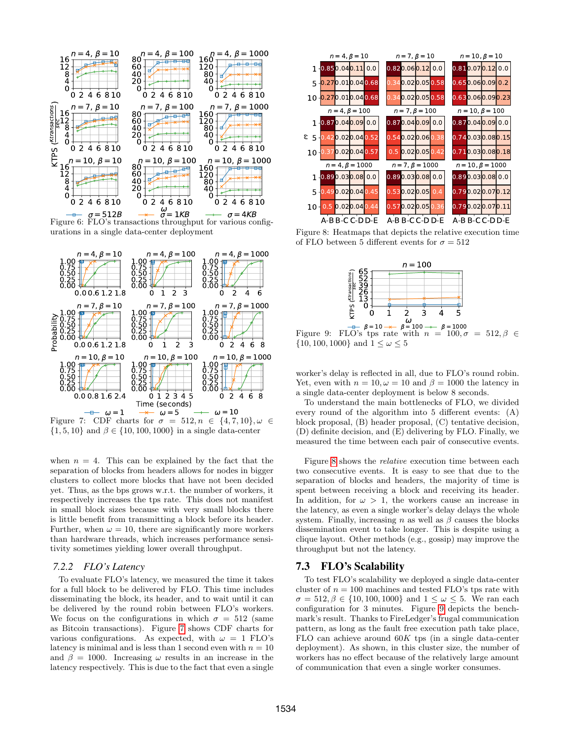Figure 6: FLO's transactions throughput for various configurations in a single data-center deployment

Figure 7: CDF charts for $\sigma = 512, n \in \{4, 7, 10\}, \omega \in \{1, 5, 10\}$ and $\beta \in \{10, 100, 1000\}$ in a single data-center

when $n = 4$. This can be explained by the fact that the separation of blocks from headers allows for nodes in bigger clusters to collect more blocks that have not been decided yet. Thus, as the bps grows w.r.t. the number of workers, it respectively increases the tps rate. This does not manifest in small block sizes because with very small blocks there is little benefit from transmitting a block before its header. Further, when $\omega = 10$, there are significantly more workers than hardware threads, which increases performance sensitivity sometimes yielding lower overall throughput.

### 7.2.2 FLO's Latency

To evaluate FLO's latency, we measured the time it takes for a full block to be delivered by FLO. This time includes disseminating the block, its header, and to wait until it can be delivered by the round robin between FLO's workers. We focus on the configurations in which $\sigma = 512$ (same as Bitcoin transactions). Figure 7 shows CDF charts for various configurations. As expected, with $\omega = 1$ FLO's latency is minimal and is less than 1 second even with $n = 10$ and $\beta = 1000$. Increasing $\omega$ results in an increase in the latency respectively. This is due to the fact that even a single worker's delay is reflected in all, due to FLO's round robin. Yet, even with $n = 10, \omega = 10$ and $\beta = 1000$ the latency in a single data-center deployment is below 8 seconds.

To understand the main bottlenecks of FLO, we divided every round of the algorithm into 5 different events: (A) block proposal, (B) header proposal, (C) tentative decision, (D) definite decision, and (E) delivering by FLO. Finally, we measured the time between each pair of consecutive events.

Figure 8: Heatmaps that depicts the relative execution time of FLO between 5 different events for $\sigma = 512$

Figure 9: FLO's tps rate with $n = 100, \sigma = 512, \beta \in \{10, 100, 1000\}$ and $1 \leq \omega \leq 5$

Figure 8 shows the *relative* execution time between each two consecutive events. It is easy to see that due to the separation of blocks and headers, the majority of time is spent between receiving a block and receiving its header. In addition, for $\omega > 1$, the workers cause an increase in the latency, as even a single worker's delay delays the whole system. Finally, increasing $n$ as well as $\beta$ causes the blocks dissemination event to take longer. This is despite using a clique layout. Other methods (e.g., gossip) may improve the throughput but not the latency.

## 7.3 FLO's Scalability

To test FLO's scalability we deployed a single data-center cluster of $n = 100$ machines and tested FLO's tps rate with $\sigma = 512, \beta \in \{10, 100, 1000\}$ and $1 \leq \omega \leq 5$. We ran each configuration for 3 minutes. Figure 9 depicts the benchmark's result. Thanks to FireLedger's frugal communication pattern, as long as the fault free execution path take place, FLO can achieve around $60K$ tps (in a single data-center deployment). As shown, in this cluster size, the number of workers has no effect because of the relatively large amount of communication that even a single worker consumes.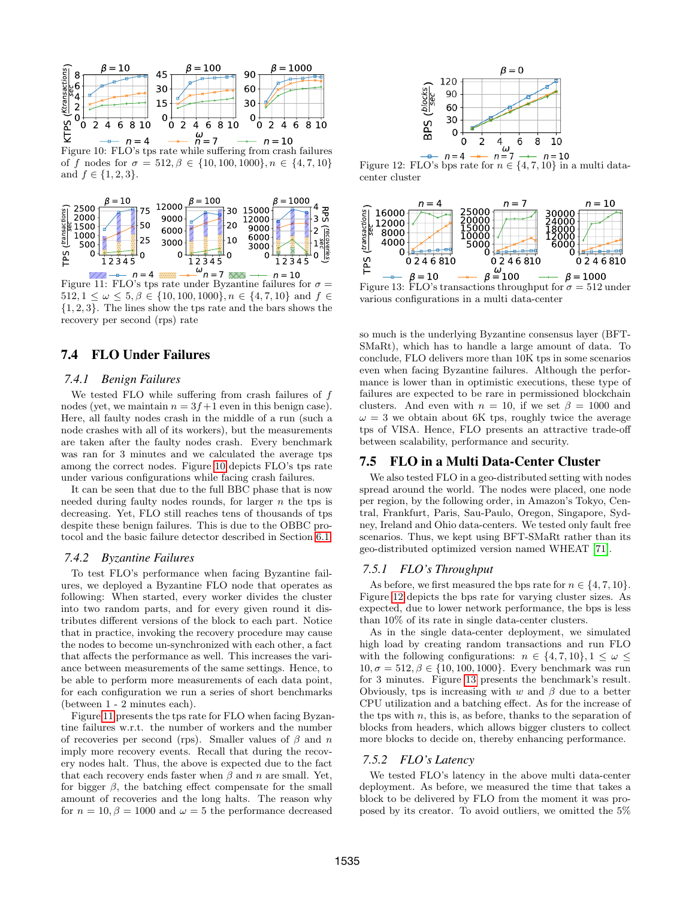Figure 10: FLO's tps rate while suffering from crash failures of $f$ nodes for $\sigma = 512, \beta \in \{10, 100, 1000\}, n \in \{4, 7, 10\}$ and $f \in \{1, 2, 3\}$.

Figure 11: FLO's tps rate under Byzantine failures for $\sigma = 512, 1 \leq \omega \leq 5, \beta \in \{10, 100, 1000\}, n \in \{4, 7, 10\}$ and $f \in \{1, 2, 3\}$. The lines show the tps rate and the bars shows the recovery per second (rps) rate

## 7.4 FLO Under Failures

### 7.4.1 Benign Failures

We tested FLO while suffering from crash failures of $f$ nodes (yet, we maintain $n = 3f+1$ even in this benign case). Here, all faulty nodes crash in the middle of a run (such a node crashes with all of its workers), but the measurements are taken after the faulty nodes crash. Every benchmark was ran for 3 minutes and we calculated the average tps among the correct nodes. Figure 10 depicts FLO's tps rate under various configurations while facing crash failures.

It can be seen that due to the full BBC phase that is now needed during faulty nodes rounds, for larger $n$ the tps is decreasing. Yet, FLO still reaches tens of thousands of tps despite these benign failures. This is due to the OBBC protocol and the basic failure detector described in Section 6.1.

### 7.4.2 Byzantine Failures

To test FLO's performance when facing Byzantine failures, we deployed a Byzantine FLO node that operates as following: When started, every worker divides the cluster into two random parts, and for every given round it distributes different versions of the block to each part. Notice that in practice, invoking the recovery procedure may cause the nodes to become un-synchronized with each other, a fact that affects the performance as well. This increases the variance between measurements of the same settings. Hence, to be able to perform more measurements of each data point, for each configuration we run a series of short benchmarks (between 1 - 2 minutes each).

Figure 11 presents the tps rate for FLO when facing Byzantine failures w.r.t. the number of workers and the number of recoveries per second (rps). Smaller values of $\beta$ and $n$ imply more recovery events. Recall that during the recovery nodes halt. Thus, the above is expected due to the fact that each recovery ends faster when $\beta$ and $n$ are small. Yet, for bigger $\beta$, the batching effect compensate for the small amount of recoveries and the long halts. The reason why for $n = 10, \beta = 1000$ and $\omega = 5$ the performance decreased so much is the underlying Byzantine consensus layer (BFT-SMaRt), which has to handle a large amount of data. To conclude, FLO delivers more than 10K tps in some scenarios even when facing Byzantine failures. Although the performance is lower than in optimistic executions, these type of failures are expected to be rare in permissioned blockchain clusters. And even with $n = 10$, if we set $\beta = 1000$ and $\omega = 3$ we obtain about 6K tps, roughly twice the average tps of VISA. Hence, FLO presents an attractive trade-off between scalability, performance and security.

Figure 12: FLO's bps rate for $n \in \{4, 7, 10\}$ in a multi data-center cluster

Figure 13: FLO's transactions throughput for $\sigma = 512$ under various configurations in a multi data-center

## 7.5 FLO in a Multi Data-Center Cluster

We also tested FLO in a geo-distributed setting with nodes spread around the world. The nodes were placed, one node per region, by the following order, in Amazon's Tokyo, Central, Frankfurt, Paris, Sau-Paulo, Oregon, Singapore, Sydney, Ireland and Ohio data-centers. We tested only fault free scenarios. Thus, we kept using BFT-SMaRt rather than its geo-distributed optimized version named WHEAT [71].

### 7.5.1 FLO's Throughput

As before, we first measured the bps rate for $n \in \{4, 7, 10\}$. Figure 12 depicts the bps rate for varying cluster sizes. As expected, due to lower network performance, the bps is less than 10% of its rate in single data-center clusters.

As in the single data-center deployment, we simulated high load by creating random transactions and run FLO with the following configurations: $n \in \{4, 7, 10\}, 1 \leq \omega \leq 10, \sigma = 512, \beta \in \{10, 100, 1000\}$. Every benchmark was run for 3 minutes. Figure 13 presents the benchmark's result. Obviously, tps is increasing with $w$ and $\beta$ due to a better CPU utilization and a batching effect. As for the increase of the tps with $n$, this is, as before, thanks to the separation of blocks from headers, which allows bigger clusters to collect more blocks to decide on, thereby enhancing performance.

### 7.5.2 FLO's Latency

We tested FLO's latency in the above multi data-center deployment. As before, we measured the time that takes a block to be delivered by FLO from the moment it was proposed by its creator. To avoid outliers, we omitted the 5%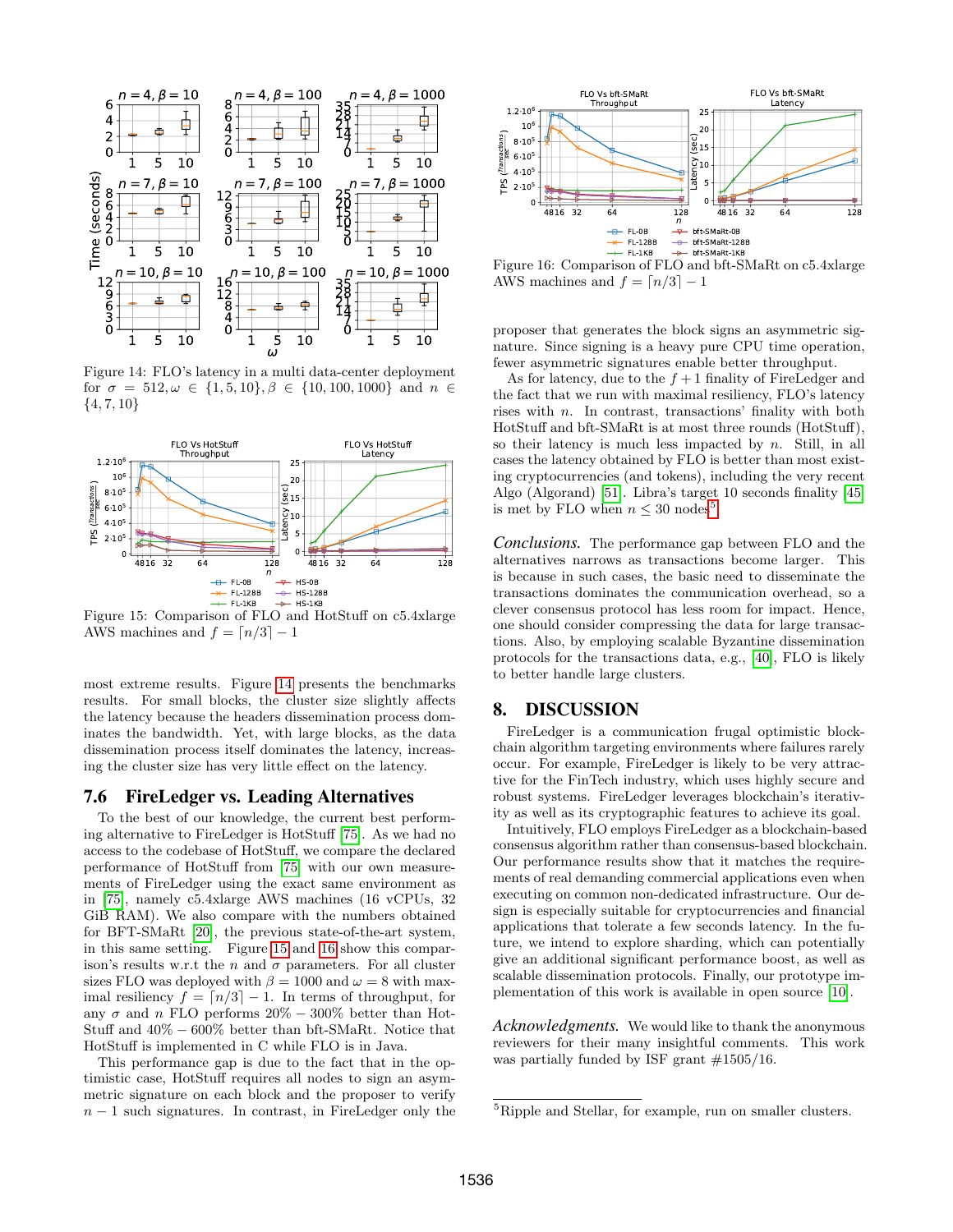Figure 14: FLO's latency in a multi data-center deployment for $\sigma = 512, \omega \in \{1, 5, 10\}, \beta \in \{10, 100, 1000\}$ and $n \in \{4, 7, 10\}$

Figure 15: Comparison of FLO and HotStuff on c5.4xlarge AWS machines and $f = \lceil n/3 \rceil - 1$

most extreme results. Figure 14 presents the benchmarks results. For small blocks, the cluster size slightly affects the latency because the headers dissemination process dominates the bandwidth. Yet, with large blocks, as the data dissemination process itself dominates the latency, increasing the cluster size has very little effect on the latency.

## 7.6 FireLedger vs. Leading Alternatives

To the best of our knowledge, the current best performing alternative to FireLedger is HotStuff [75]. As we had no access to the codebase of HotStuff, we compare the declared performance of HotStuff from [75] with our own measurements of FireLedger using the exact same environment as in [75], namely c5.4xlarge AWS machines (16 vCPUs, 32 GiB RAM). We also compare with the numbers obtained for BFT-SMaRt [20], the previous state-of-the-art system, in this same setting. Figure 15 and 16 show this comparison's results w.r.t the $n$ and $\sigma$ parameters. For all cluster sizes FLO was deployed with $\beta = 1000$ and $\omega = 8$ with maximal resiliency $f = \lceil n/3 \rceil - 1$. In terms of throughput, for any $\sigma$ and $n$ FLO performs $20\% - 300\%$ better than HotStuff and $40\% - 600\%$ better than bft-SMaRt. Notice that HotStuff is implemented in C while FLO is in Java.

This performance gap is due to the fact that in the optimistic case, HotStuff requires all nodes to sign an asymmetric signature on each block and the proposer to verify $n - 1$ such signatures. In contrast, in FireLedger only the proposer that generates the block signs an asymmetric signature. Since signing is a heavy pure CPU time operation, fewer asymmetric signatures enable better throughput.

Figure 16: Comparison of FLO and bft-SMaRt on c5.4xlarge AWS machines and $f = \lceil n/3 \rceil - 1$

As for latency, due to the $f + 1$ finality of FireLedger and the fact that we run with maximal resiliency, FLO's latency rises with $n$. In contrast, transactions' finality with both HotStuff and bft-SMaRt is at most three rounds (HotStuff), so their latency is much less impacted by $n$. Still, in all cases the latency obtained by FLO is better than most existing cryptocurrencies (and tokens), including the very recent Algo (Algorand) [51]. Libra's target 10 seconds finality [45] is met by FLO when $n \leq 30$ nodes[5].

*Conclusions.* The performance gap between FLO and the alternatives narrows as transactions become larger. This is because in such cases, the basic need to disseminate the transactions dominates the communication overhead, so a clever consensus protocol has less room for impact. Hence, one should consider compressing the data for large transactions. Also, by employing scalable Byzantine dissemination protocols for the transactions data, e.g., [40], FLO is likely to better handle large clusters.

# 8. DISCUSSION

FireLedger is a communication frugal optimistic blockchain algorithm targeting environments where failures rarely occur. For example, FireLedger is likely to be very attractive for the FinTech industry, which uses highly secure and robust systems. FireLedger leverages blockchain's iterativity as well as its cryptographic features to achieve its goal.

Intuitively, FLO employs FireLedger as a blockchain-based consensus algorithm rather than consensus-based blockchain. Our performance results show that it matches the requirements of real demanding commercial applications even when executing on common non-dedicated infrastructure. Our design is especially suitable for cryptocurrencies and financial applications that tolerate a few seconds latency. In the future, we intend to explore sharding, which can potentially give an additional significant performance boost, as well as scalable dissemination protocols. Finally, our prototype implementation of this work is available in open source [10].

*Acknowledgments.* We would like to thank the anonymous reviewers for their many insightful comments. This work was partially funded by ISF grant #1505/16.

[5] Ripple and Stellar, for example, run on smaller clusters.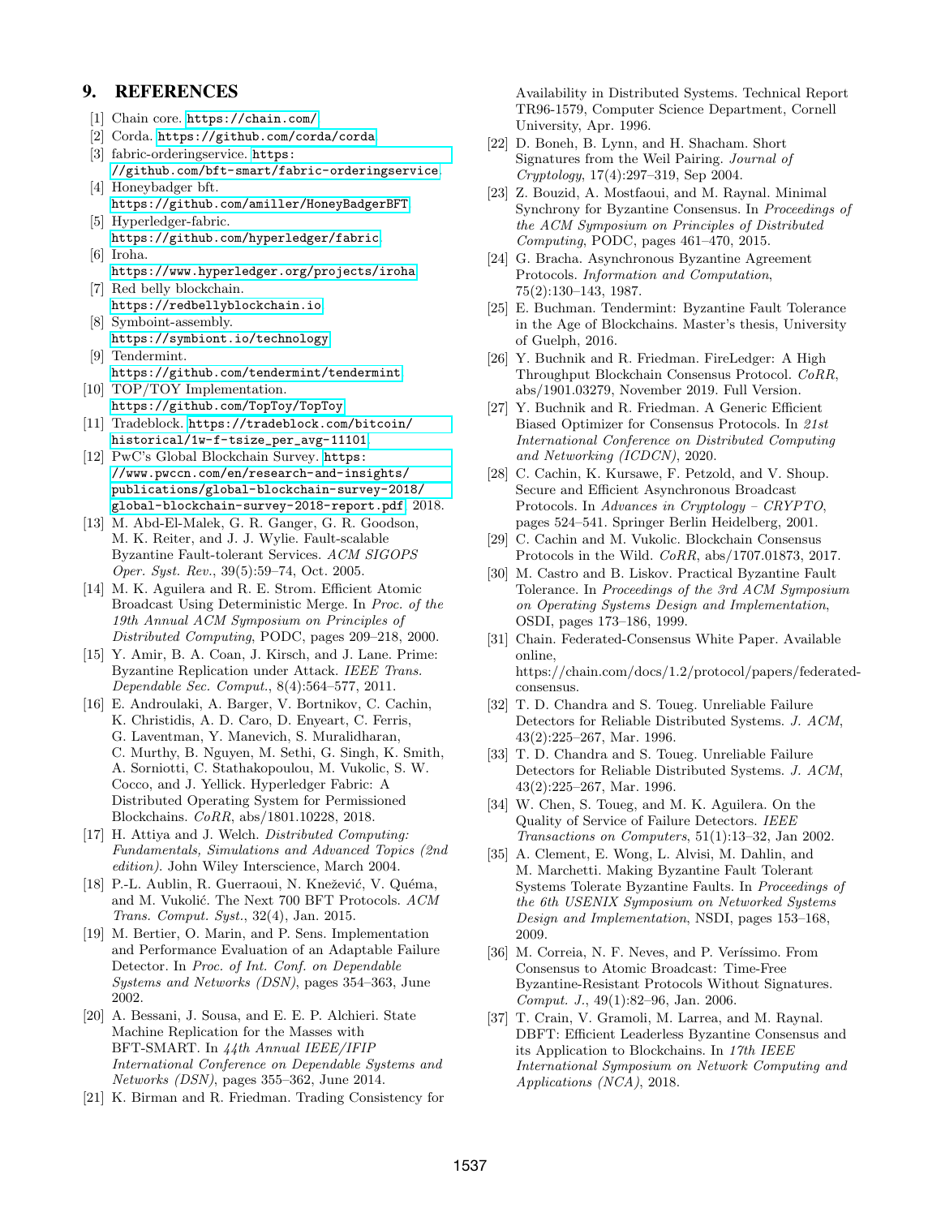## 9. REFERENCES

[1] Chain core. https://chain.com/

[2] Corda. https://github.com/corda/corda

[3] fabric-orderingservice. https://github.com/bft-smart/fabric-orderingservice

[4] Honeybadger bft. https://github.com/amiller/HoneyBadgerBFT

[5] Hyperledger-fabric. https://github.com/hyperledger/fabric

[6] Iroha. https://www.hyperledger.org/projects/iroha

[7] Red belly blockchain. https://redbellyblockchain.io

[8] Symboint-assembly. https://symbiont.io/technology

[9] Tendermint. https://github.com/tendermint/tendermint

[10] TOP/TOY Implementation. https://github.com/TopToy/TopToy

[11] Tradeblock. https://tradeblock.com/bitcoin/historical/1w-f-tsize_per_avg-11101

[12] PwC's Global Blockchain Survey. https://www.pwccn.com/en/research-and-insights/publications/global-blockchain-survey-2018/global-blockchain-survey-2018-report.pdf, 2018.

[13] M. Abd-El-Malek, G. R. Ganger, G. R. Goodson, M. K. Reiter, and J. J. Wylie. Fault-scalable Byzantine Fault-tolerant Services. *ACM SIGOPS Oper. Syst. Rev.*, 39(5):59–74, Oct. 2005.

[14] M. K. Aguilera and R. E. Strom. Efficient Atomic Broadcast Using Deterministic Merge. In *Proc. of the 19th Annual ACM Symposium on Principles of Distributed Computing*, PODC, pages 209–218, 2000.

[15] Y. Amir, B. A. Coan, J. Kirsch, and J. Lane. Prime: Byzantine Replication under Attack. *IEEE Trans. Dependable Sec. Comput.*, 8(4):564–577, 2011.

[16] E. Androulaki, A. Barger, V. Bortnikov, C. Cachin, K. Christidis, A. D. Caro, D. Enyeart, C. Ferris, G. Laventman, Y. Manevich, S. Muralidharan, C. Murthy, B. Nguyen, M. Sethi, G. Singh, K. Smith, A. Sorniotti, C. Stathakopoulou, M. Vukolic, S. W. Cocco, and J. Yellick. Hyperledger Fabric: A Distributed Operating System for Permissioned Blockchains. *CoRR*, abs/1801.10228, 2018.

[17] H. Attiya and J. Welch. *Distributed Computing: Fundamentals, Simulations and Advanced Topics (2nd edition)*. John Wiley Interscience, March 2004.

[18] P.-L. Aublin, R. Guerraoui, N. Knežević, V. Quéma, and M. Vukolić. The Next 700 BFT Protocols. *ACM Trans. Comput. Syst.*, 32(4), Jan. 2015.

[19] M. Bertier, O. Marin, and P. Sens. Implementation and Performance Evaluation of an Adaptable Failure Detector. In *Proc. of Int. Conf. on Dependable Systems and Networks (DSN)*, pages 354–363, June 2002.

[20] A. Bessani, J. Sousa, and E. E. P. Alchieri. State Machine Replication for the Masses with BFT-SMART. In *44th Annual IEEE/IFIP International Conference on Dependable Systems and Networks (DSN)*, pages 355–362, June 2014.

[21] K. Birman and R. Friedman. Trading Consistency for Availability in Distributed Systems. Technical Report TR96-1579, Computer Science Department, Cornell University, Apr. 1996.

[22] D. Boneh, B. Lynn, and H. Shacham. Short Signatures from the Weil Pairing. *Journal of Cryptology*, 17(4):297–319, Sep 2004.

[23] Z. Bouzid, A. Mostfaoui, and M. Raynal. Minimal Synchrony for Byzantine Consensus. In *Proceedings of the ACM Symposium on Principles of Distributed Computing*, PODC, pages 461–470, 2015.

[24] G. Bracha. Asynchronous Byzantine Agreement Protocols. *Information and Computation*, 75(2):130–143, 1987.

[25] E. Buchman. Tendermint: Byzantine Fault Tolerance in the Age of Blockchains. Master's thesis, University of Guelph, 2016.

[26] Y. Buchnik and R. Friedman. FireLedger: A High Throughput Blockchain Consensus Protocol. *CoRR*, abs/1901.03279, November 2019. Full Version.

[27] Y. Buchnik and R. Friedman. A Generic Efficient Biased Optimizer for Consensus Protocols. In *21st International Conference on Distributed Computing and Networking (ICDCN)*, 2020.

[28] C. Cachin, K. Kursawe, F. Petzold, and V. Shoup. Secure and Efficient Asynchronous Broadcast Protocols. In *Advances in Cryptology – CRYPTO*, pages 524–541. Springer Berlin Heidelberg, 2001.

[29] C. Cachin and M. Vukolic. Blockchain Consensus Protocols in the Wild. *CoRR*, abs/1707.01873, 2017.

[30] M. Castro and B. Liskov. Practical Byzantine Fault Tolerance. In *Proceedings of the 3rd ACM Symposium on Operating Systems Design and Implementation*, OSDI, pages 173–186, 1999.

[31] Chain. Federated-Consensus White Paper. Available online, https://chain.com/docs/1.2/protocol/papers/federated-consensus.

[32] T. D. Chandra and S. Toueg. Unreliable Failure Detectors for Reliable Distributed Systems. *J. ACM*, 43(2):225–267, Mar. 1996.

[33] T. D. Chandra and S. Toueg. Unreliable Failure Detectors for Reliable Distributed Systems. *J. ACM*, 43(2):225–267, Mar. 1996.

[34] W. Chen, S. Toueg, and M. K. Aguilera. On the Quality of Service of Failure Detectors. *IEEE Transactions on Computers*, 51(1):13–32, Jan 2002.

[35] A. Clement, E. Wong, L. Alvisi, M. Dahlin, and M. Marchetti. Making Byzantine Fault Tolerant Systems Tolerate Byzantine Faults. In *Proceedings of the 6th USENIX Symposium on Networked Systems Design and Implementation*, NSDI, pages 153–168, 2009.

[36] M. Correia, N. F. Neves, and P. Veríssimo. From Consensus to Atomic Broadcast: Time-Free Byzantine-Resistant Protocols Without Signatures. *Comput. J.*, 49(1):82–96, Jan. 2006.

[37] T. Crain, V. Gramoli, M. Larrea, and M. Raynal. DBFT: Efficient Leaderless Byzantine Consensus and its Application to Blockchains. In *17th IEEE International Symposium on Network Computing and Applications (NCA)*, 2018.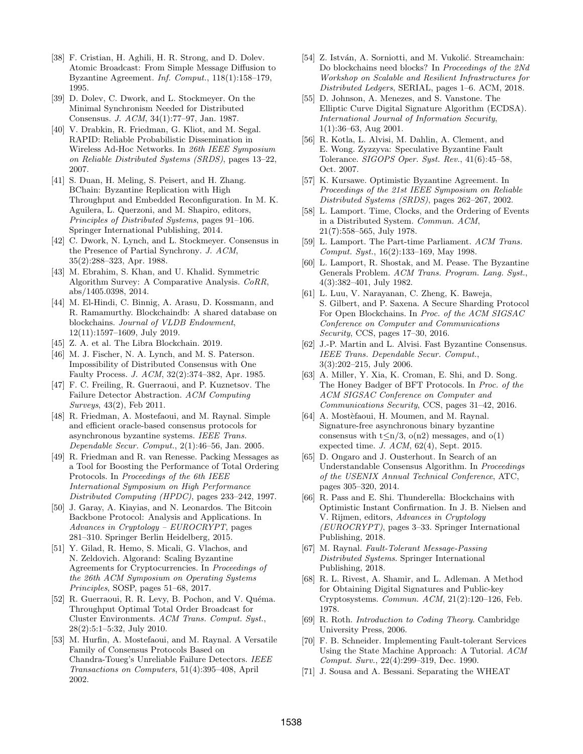[38] F. Cristian, H. Aghili, H. R. Strong, and D. Dolev. Atomic Broadcast: From Simple Message Diffusion to Byzantine Agreement. *Inf. Comput.*, 118(1):158–179, 1995.

[39] D. Dolev, C. Dwork, and L. Stockmeyer. On the Minimal Synchronism Needed for Distributed Consensus. *J. ACM*, 34(1):77–97, Jan. 1987.

[40] V. Drabkin, R. Friedman, G. Kliot, and M. Segal. RAPID: Reliable Probabilistic Dissemination in Wireless Ad-Hoc Networks. In *26th IEEE Symposium on Reliable Distributed Systems (SRDS)*, pages 13–22, 2007.

[41] S. Duan, H. Meling, S. Peisert, and H. Zhang. BChain: Byzantine Replication with High Throughput and Embedded Reconfiguration. In M. K. Aguilera, L. Querzoni, and M. Shapiro, editors, *Principles of Distributed Systems*, pages 91–106. Springer International Publishing, 2014.

[42] C. Dwork, N. Lynch, and L. Stockmeyer. Consensus in the Presence of Partial Synchrony. *J. ACM*, 35(2):288–323, Apr. 1988.

[43] M. Ebrahim, S. Khan, and U. Khalid. Symmetric Algorithm Survey: A Comparative Analysis. *CoRR*, abs/1405.0398, 2014.

[44] M. El-Hindi, C. Binnig, A. Arasu, D. Kossmann, and R. Ramamurthy. Blockchaindb: A shared database on blockchains. *Journal of VLDB Endowment*, 12(11):1597–1609, July 2019.

[45] Z. A. et al. The Libra Blockchain. 2019.

[46] M. J. Fischer, N. A. Lynch, and M. S. Paterson. Impossibility of Distributed Consensus with One Faulty Process. *J. ACM*, 32(2):374–382, Apr. 1985.

[47] F. C. Freiling, R. Guerraoui, and P. Kuznetsov. The Failure Detector Abstraction. *ACM Computing Surveys*, 43(2), Feb 2011.

[48] R. Friedman, A. Mostefaoui, and M. Raynal. Simple and efficient oracle-based consensus protocols for asynchronous byzantine systems. *IEEE Trans. Dependable Secur. Comput.*, 2(1):46–56, Jan. 2005.

[49] R. Friedman and R. van Renesse. Packing Messages as a Tool for Boosting the Performance of Total Ordering Protocols. In *Proceedings of the 6th IEEE International Symposium on High Performance Distributed Computing (HPDC)*, pages 233–242, 1997.

[50] J. Garay, A. Kiayias, and N. Leonardos. The Bitcoin Backbone Protocol: Analysis and Applications. In *Advances in Cryptology – EUROCRYPT*, pages 281–310. Springer Berlin Heidelberg, 2015.

[51] Y. Gilad, R. Hemo, S. Micali, G. Vlachos, and N. Zeldovich. Algorand: Scaling Byzantine Agreements for Cryptocurrencies. In *Proceedings of the 26th ACM Symposium on Operating Systems Principles*, SOSP, pages 51–68, 2017.

[52] R. Guerraoui, R. R. Levy, B. Pochon, and V. Quéma. Throughput Optimal Total Order Broadcast for Cluster Environments. *ACM Trans. Comput. Syst.*, 28(2):5:1–5:32, July 2010.

[53] M. Hurfin, A. Mostefaoui, and M. Raynal. A Versatile Family of Consensus Protocols Based on Chandra-Toueg's Unreliable Failure Detectors. *IEEE Transactions on Computers*, 51(4):395–408, April 2002.

[54] Z. István, A. Sorniotti, and M. Vukolić. Streamchain: Do blockchains need blocks? In *Proceedings of the 2Nd Workshop on Scalable and Resilient Infrastructures for Distributed Ledgers*, SERIAL, pages 1–6. ACM, 2018.

[55] D. Johnson, A. Menezes, and S. Vanstone. The Elliptic Curve Digital Signature Algorithm (ECDSA). *International Journal of Information Security*, 1(1):36–63, Aug 2001.

[56] R. Kotla, L. Alvisi, M. Dahlin, A. Clement, and E. Wong. Zyzzyva: Speculative Byzantine Fault Tolerance. *SIGOPS Oper. Syst. Rev.*, 41(6):45–58, Oct. 2007.

[57] K. Kursawe. Optimistic Byzantine Agreement. In *Proceedings of the 21st IEEE Symposium on Reliable Distributed Systems (SRDS)*, pages 262–267, 2002.

[58] L. Lamport. Time, Clocks, and the Ordering of Events in a Distributed System. *Commun. ACM*, 21(7):558–565, July 1978.

[59] L. Lamport. The Part-time Parliament. *ACM Trans. Comput. Syst.*, 16(2):133–169, May 1998.

[60] L. Lamport, R. Shostak, and M. Pease. The Byzantine Generals Problem. *ACM Trans. Program. Lang. Syst.*, 4(3):382–401, July 1982.

[61] L. Luu, V. Narayanan, C. Zheng, K. Baweja, S. Gilbert, and P. Saxena. A Secure Sharding Protocol For Open Blockchains. In *Proc. of the ACM SIGSAC Conference on Computer and Communications Security*, CCS, pages 17–30, 2016.

[62] J.-P. Martin and L. Alvisi. Fast Byzantine Consensus. *IEEE Trans. Dependable Secur. Comput.*, 3(3):202–215, July 2006.

[63] A. Miller, Y. Xia, K. Croman, E. Shi, and D. Song. The Honey Badger of BFT Protocols. In *Proc. of the ACM SIGSAC Conference on Computer and Communications Security*, CCS, pages 31–42, 2016.

[64] A. Mostèfaoui, H. Moumen, and M. Raynal. Signature-free asynchronous binary byzantine consensus with $t \leq n/3$, o(n2) messages, and o(1) expected time. *J. ACM*, 62(4), Sept. 2015.

[65] D. Ongaro and J. Ousterhout. In Search of an Understandable Consensus Algorithm. In *Proceedings of the USENIX Annual Technical Conference*, ATC, pages 305–320, 2014.

[66] R. Pass and E. Shi. Thunderella: Blockchains with Optimistic Instant Confirmation. In J. B. Nielsen and V. Rijmen, editors, *Advances in Cryptology (EUROCRYPT)*, pages 3–33. Springer International Publishing, 2018.

[67] M. Raynal. *Fault-Tolerant Message-Passing Distributed Systems*. Springer International Publishing, 2018.

[68] R. L. Rivest, A. Shamir, and L. Adleman. A Method for Obtaining Digital Signatures and Public-key Cryptosystems. *Commun. ACM*, 21(2):120–126, Feb. 1978.

[69] R. Roth. *Introduction to Coding Theory*. Cambridge University Press, 2006.

[70] F. B. Schneider. Implementing Fault-tolerant Services Using the State Machine Approach: A Tutorial. *ACM Comput. Surv.*, 22(4):299–319, Dec. 1990.

[71] J. Sousa and A. Bessani. Separating the WHEAT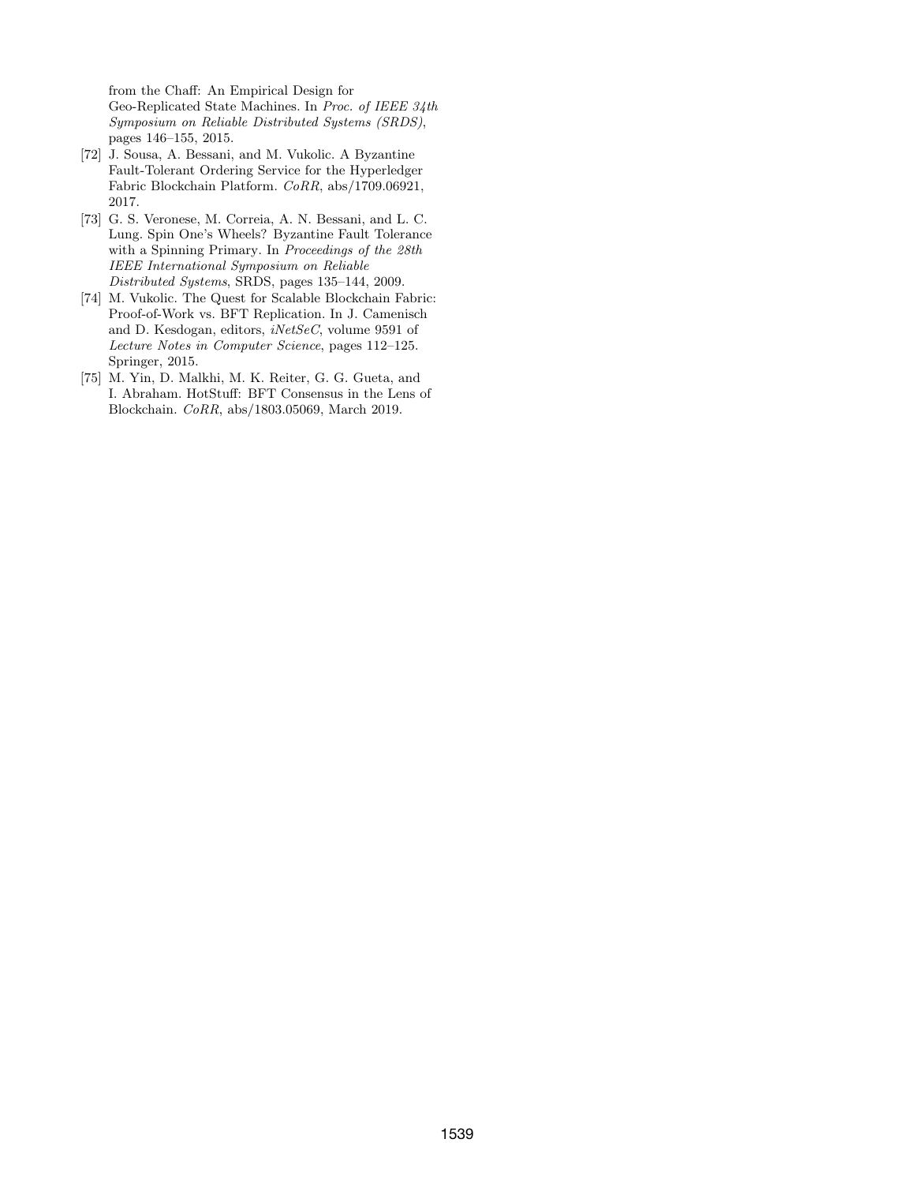from the Chaff: An Empirical Design for Geo-Replicated State Machines. In *Proc. of IEEE 34th Symposium on Reliable Distributed Systems (SRDS)*, pages 146–155, 2015.

[72] J. Sousa, A. Bessani, and M. Vukolic. A Byzantine Fault-Tolerant Ordering Service for the Hyperledger Fabric Blockchain Platform. *CoRR*, abs/1709.06921, 2017.

[73] G. S. Veronese, M. Correia, A. N. Bessani, and L. C. Lung. Spin One's Wheels? Byzantine Fault Tolerance with a Spinning Primary. In *Proceedings of the 28th IEEE International Symposium on Reliable Distributed Systems*, SRDS, pages 135–144, 2009.

[74] M. Vukolic. The Quest for Scalable Blockchain Fabric: Proof-of-Work vs. BFT Replication. In J. Camenisch and D. Kesdogan, editors, *iNetSeC*, volume 9591 of *Lecture Notes in Computer Science*, pages 112–125. Springer, 2015.

[75] M. Yin, D. Malkhi, M. K. Reiter, G. G. Gueta, and I. Abraham. HotStuff: BFT Consensus in the Lens of Blockchain. *CoRR*, abs/1803.05069, March 2019.